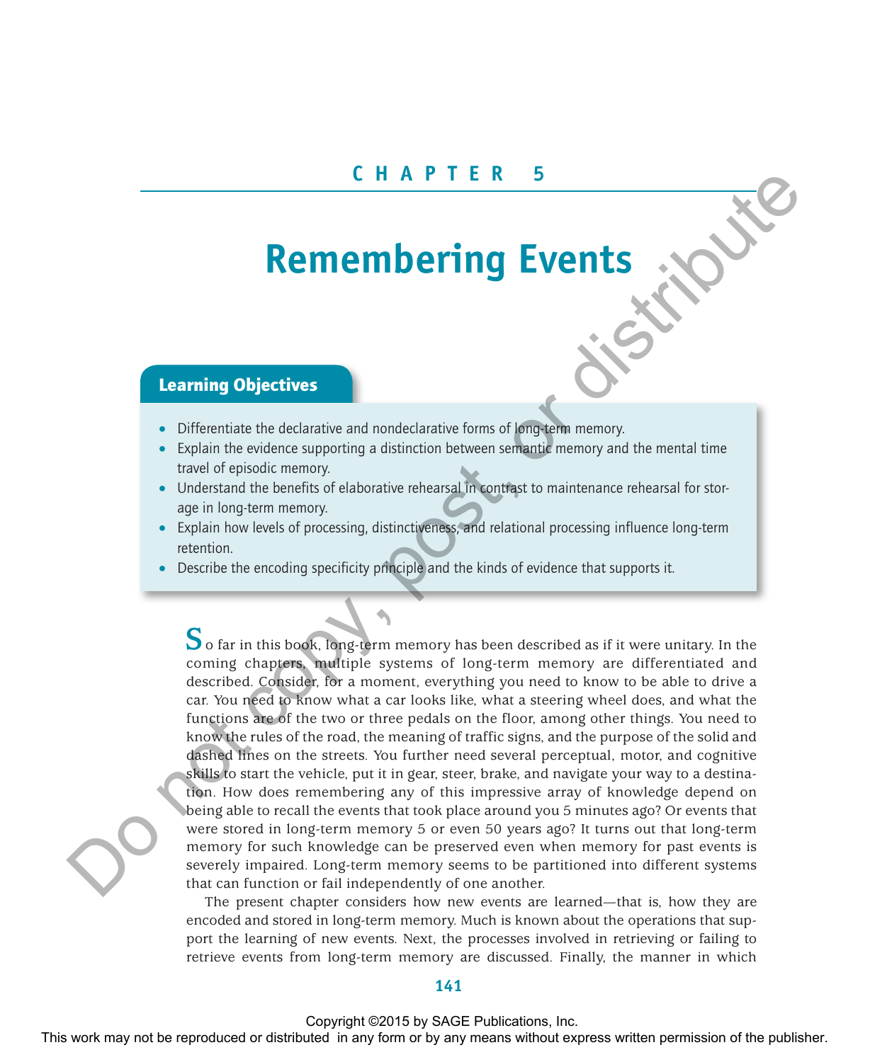# CHAPTER 5

# Remembering Events

## Learning Objectives

- Differentiate the declarative and nondeclarative forms of long-term memory.
- Explain the evidence supporting a distinction between semantic memory and the mental time travel of episodic memory.
- Understand the benefits of elaborative rehearsal in contrast to maintenance rehearsal for storage in long-term memory.
- Explain how levels of processing, distinctiveness, and relational processing influence long-term retention.
- Describe the encoding specificity principle and the kinds of evidence that supports it.

So far in this book, long-term memory has been described as if it were unitary. In the coming chapters, multiple systems of long-term memory are differentiated and described. Consider, for a moment, everything you need to know to be able to drive a car. You need to know what a car looks like, what a steering wheel does, and what the functions are of the two or three pedals on the floor, among other things. You need to know the rules of the road, the meaning of traffic signs, and the purpose of the solid and dashed lines on the streets. You further need several perceptual, motor, and cognitive skills to start the vehicle, put it in gear, steer, brake, and navigate your way to a destination. How does remembering any of this impressive array of knowledge depend on being able to recall the events that took place around you 5 minutes ago? Or events that were stored in long-term memory 5 or even 50 years ago? It turns out that long-term memory for such knowledge can be preserved even when memory for past events is severely impaired. Long-term memory seems to be partitioned into different systems that can function or fail independently of one another.

The present chapter considers how new events are learned—that is, how they are encoded and stored in long-term memory. Much is known about the operations that support the learning of new events. Next, the processes involved in retrieving or failing to retrieve events from long-term memory are discussed. Finally, the manner in which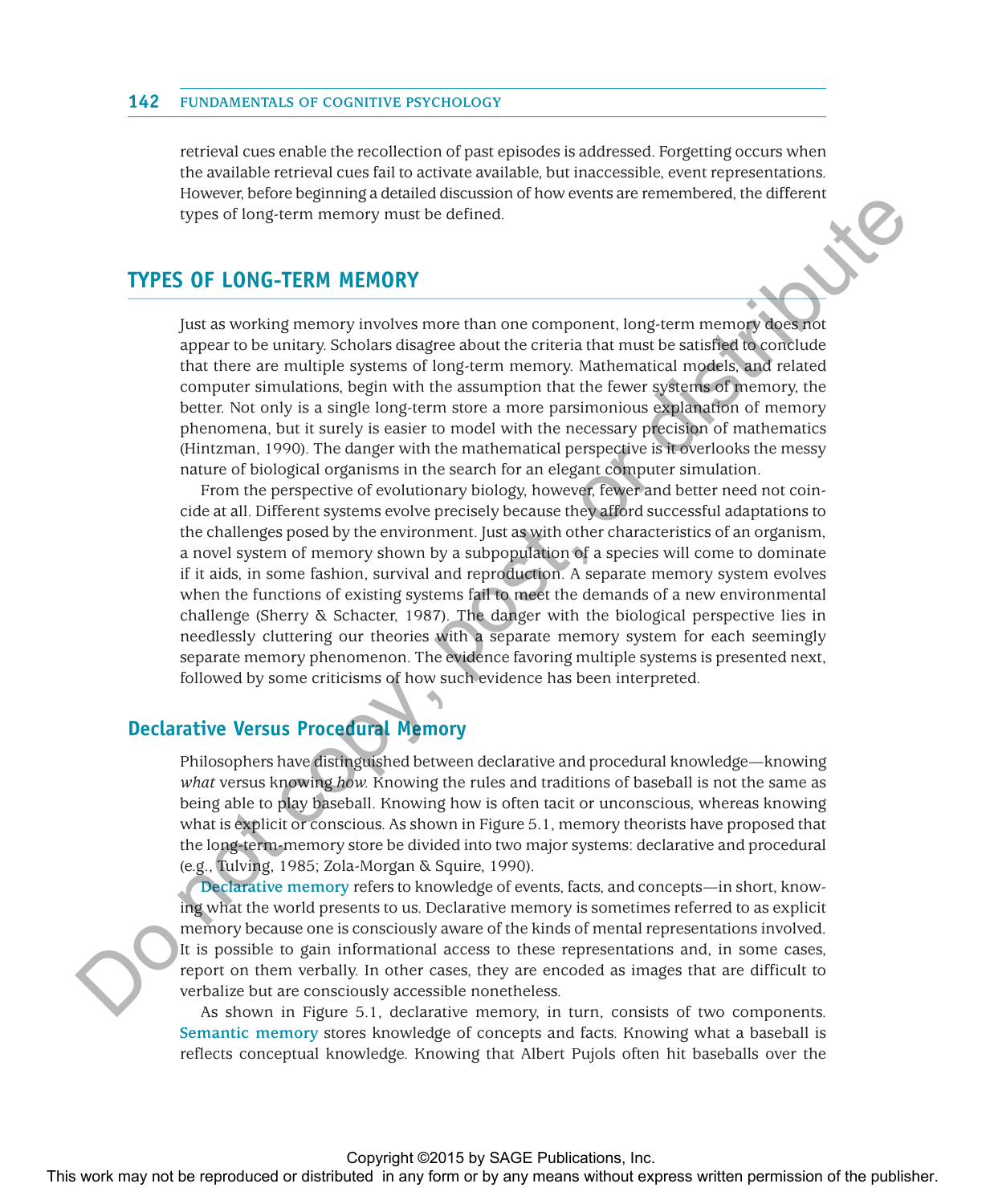retrieval cues enable the recollection of past episodes is addressed. Forgetting occurs when the available retrieval cues fail to activate available, but inaccessible, event representations. However, before beginning a detailed discussion of how events are remembered, the different types of long-term memory must be defined.

## TYPES OF LONG-TERM MEMORY

Just as working memory involves more than one component, long-term memory does not appear to be unitary. Scholars disagree about the criteria that must be satisfied to conclude that there are multiple systems of long-term memory. Mathematical models, and related computer simulations, begin with the assumption that the fewer systems of memory, the better. Not only is a single long-term store a more parsimonious explanation of memory phenomena, but it surely is easier to model with the necessary precision of mathematics (Hintzman, 1990). The danger with the mathematical perspective is it overlooks the messy nature of biological organisms in the search for an elegant computer simulation.

From the perspective of evolutionary biology, however, fewer and better need not coincide at all. Different systems evolve precisely because they afford successful adaptations to the challenges posed by the environment. Just as with other characteristics of an organism, a novel system of memory shown by a subpopulation of a species will come to dominate if it aids, in some fashion, survival and reproduction. A separate memory system evolves when the functions of existing systems fail to meet the demands of a new environmental challenge (Sherry & Schacter, 1987). The danger with the biological perspective lies in needlessly cluttering our theories with a separate memory system for each seemingly separate memory phenomenon. The evidence favoring multiple systems is presented next, followed by some criticisms of how such evidence has been interpreted.

### Declarative Versus Procedural Memory

Philosophers have distinguished between declarative and procedural knowledge—knowing *what* versus knowing *how*. Knowing the rules and traditions of baseball is not the same as being able to play baseball. Knowing how is often tacit or unconscious, whereas knowing what is explicit or conscious. As shown in Figure 5.1, memory theorists have proposed that the long-term-memory store be divided into two major systems: declarative and procedural (e.g., Tulving, 1985; Zola-Morgan & Squire, 1990).

**Declarative memory** refers to knowledge of events, facts, and concepts—in short, knowing what the world presents to us. Declarative memory is sometimes referred to as explicit memory because one is consciously aware of the kinds of mental representations involved. It is possible to gain informational access to these representations and, in some cases, report on them verbally. In other cases, they are encoded as images that are difficult to verbalize but are consciously accessible nonetheless.

As shown in Figure 5.1, declarative memory, in turn, consists of two components. **Semantic memory** stores knowledge of concepts and facts. Knowing what a baseball is reflects conceptual knowledge. Knowing that Albert Pujols often hit baseballs over the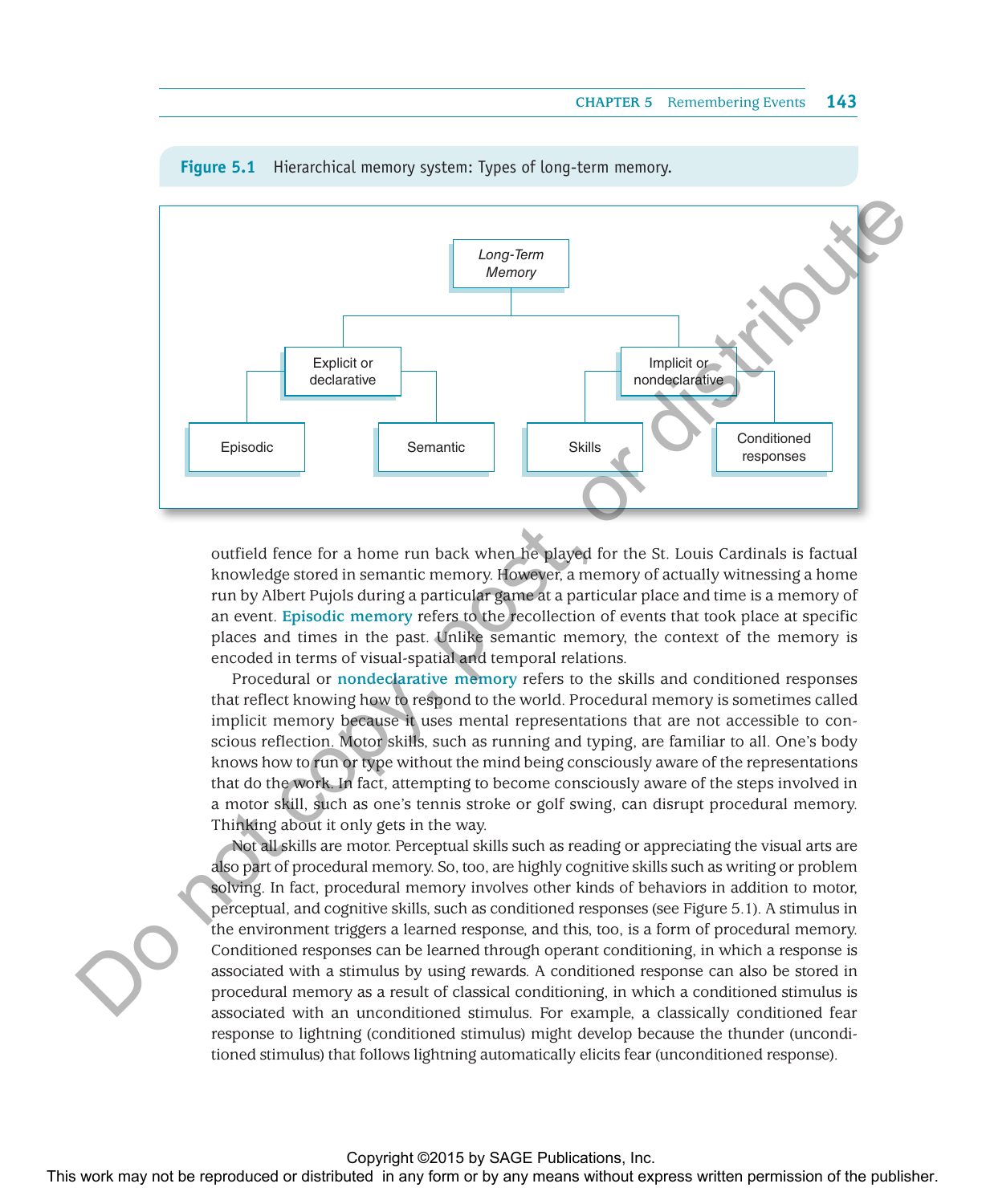**Figure 5.1** Hierarchical memory system: Types of long-term memory.

*Long-Term Memory*

Explicit or declarative

Implicit or nondeclarative

Episodic

Semantic

Skills

Conditioned responses

outfield fence for a home run back when he played for the St. Louis Cardinals is factual knowledge stored in semantic memory. However, a memory of actually witnessing a home run by Albert Pujols during a particular game at a particular place and time is a memory of an event. **Episodic memory** refers to the recollection of events that took place at specific places and times in the past. Unlike semantic memory, the context of the memory is encoded in terms of visual-spatial and temporal relations.

Procedural or **nondeclarative memory** refers to the skills and conditioned responses that reflect knowing how to respond to the world. Procedural memory is sometimes called implicit memory because it uses mental representations that are not accessible to conscious reflection. Motor skills, such as running and typing, are familiar to all. One's body knows how to run or type without the mind being consciously aware of the representations that do the work. In fact, attempting to become consciously aware of the steps involved in a motor skill, such as one's tennis stroke or golf swing, can disrupt procedural memory. Thinking about it only gets in the way.

Not all skills are motor. Perceptual skills such as reading or appreciating the visual arts are also part of procedural memory. So, too, are highly cognitive skills such as writing or problem solving. In fact, procedural memory involves other kinds of behaviors in addition to motor, perceptual, and cognitive skills, such as conditioned responses (see Figure 5.1). A stimulus in the environment triggers a learned response, and this, too, is a form of procedural memory. Conditioned responses can be learned through operant conditioning, in which a response is associated with a stimulus by using rewards. A conditioned response can also be stored in procedural memory as a result of classical conditioning, in which a conditioned stimulus is associated with an unconditioned stimulus. For example, a classically conditioned fear response to lightning (conditioned stimulus) might develop because the thunder (unconditioned stimulus) that follows lightning automatically elicits fear (unconditioned response).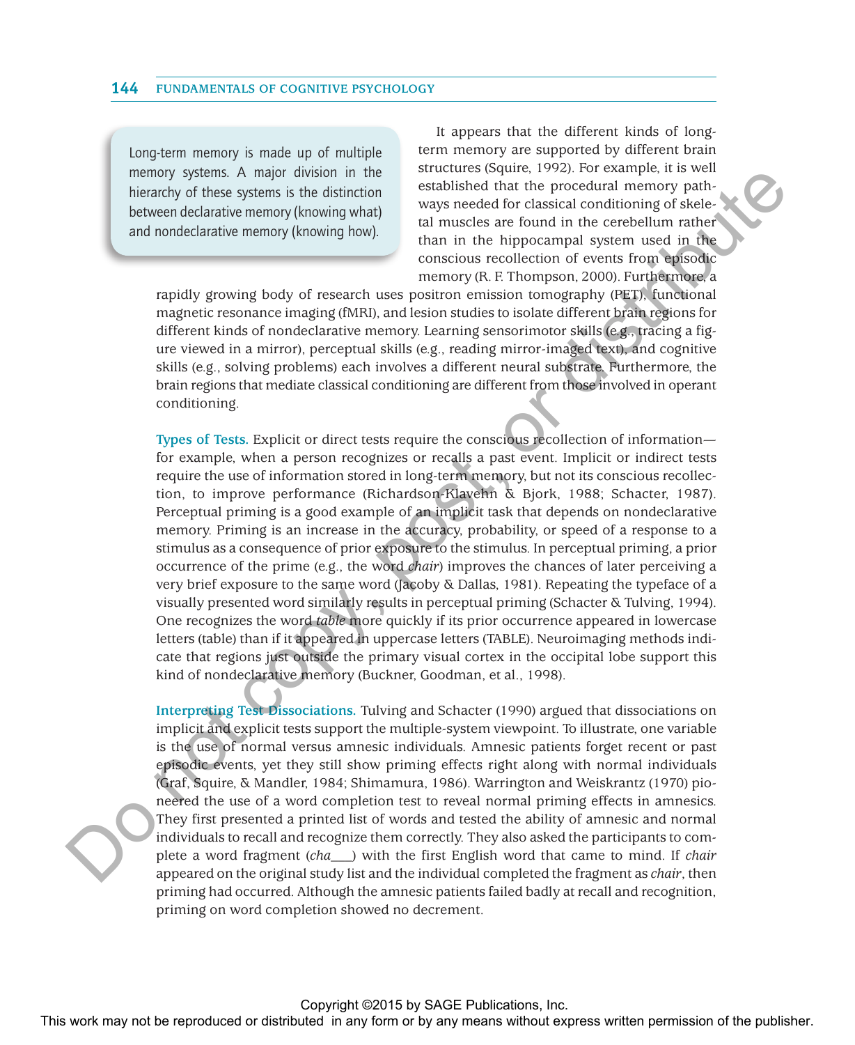> Long-term memory is made up of multiple memory systems. A major division in the hierarchy of these systems is the distinction between declarative memory (knowing what) and nondeclarative memory (knowing how).

It appears that the different kinds of long-term memory are supported by different brain structures (Squire, 1992). For example, it is well established that the procedural memory pathways needed for classical conditioning of skeletal muscles are found in the cerebellum rather than in the hippocampal system used in the conscious recollection of events from episodic memory (R. F. Thompson, 2000). Furthermore, a rapidly growing body of research uses positron emission tomography (PET), functional magnetic resonance imaging (fMRI), and lesion studies to isolate different brain regions for different kinds of nondeclarative memory. Learning sensorimotor skills (e.g., tracing a figure viewed in a mirror), perceptual skills (e.g., reading mirror-imaged text), and cognitive skills (e.g., solving problems) each involves a different neural substrate. Furthermore, the brain regions that mediate classical conditioning are different from those involved in operant conditioning.

**Types of Tests.** Explicit or direct tests require the conscious recollection of information—for example, when a person recognizes or recalls a past event. Implicit or indirect tests require the use of information stored in long-term memory, but not its conscious recollection, to improve performance (Richardson-Klavehn & Bjork, 1988; Schacter, 1987). Perceptual priming is a good example of an implicit task that depends on nondeclarative memory. Priming is an increase in the accuracy, probability, or speed of a response to a stimulus as a consequence of prior exposure to the stimulus. In perceptual priming, a prior occurrence of the prime (e.g., the word *chair*) improves the chances of later perceiving a very brief exposure to the same word (Jacoby & Dallas, 1981). Repeating the typeface of a visually presented word similarly results in perceptual priming (Schacter & Tulving, 1994). One recognizes the word *table* more quickly if its prior occurrence appeared in lowercase letters (table) than if it appeared in uppercase letters (TABLE). Neuroimaging methods indicate that regions just outside the primary visual cortex in the occipital lobe support this kind of nondeclarative memory (Buckner, Goodman, et al., 1998).

**Interpreting Test Dissociations.** Tulving and Schacter (1990) argued that dissociations on implicit and explicit tests support the multiple-system viewpoint. To illustrate, one variable is the use of normal versus amnesic individuals. Amnesic patients forget recent or past episodic events, yet they still show priming effects right along with normal individuals (Graf, Squire, & Mandler, 1984; Shimamura, 1986). Warrington and Weiskrantz (1970) pioneered the use of a word completion test to reveal normal priming effects in amnesics. They first presented a printed list of words and tested the ability of amnesic and normal individuals to recall and recognize them correctly. They also asked the participants to complete a word fragment (*cha*___) with the first English word that came to mind. If *chair* appeared on the original study list and the individual completed the fragment as *chair*, then priming had occurred. Although the amnesic patients failed badly at recall and recognition, priming on word completion showed no decrement.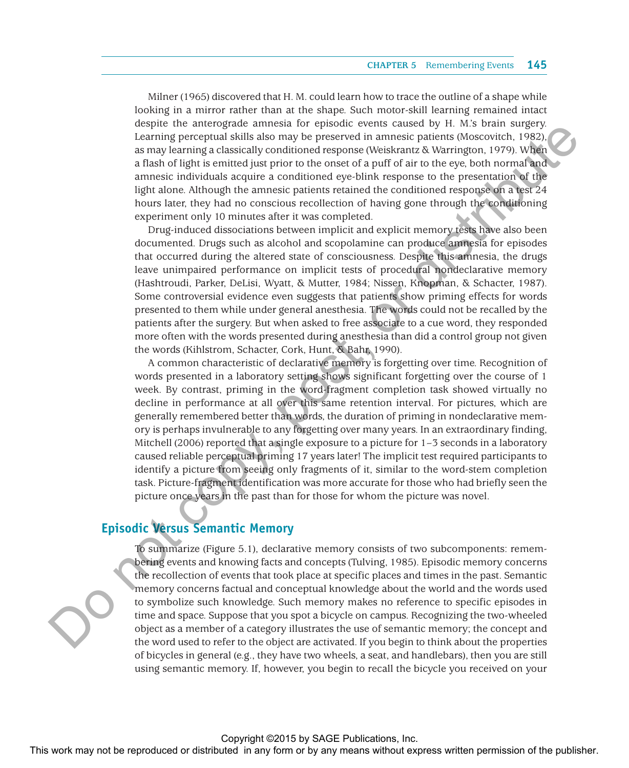Milner (1965) discovered that H. M. could learn how to trace the outline of a shape while looking in a mirror rather than at the shape. Such motor-skill learning remained intact despite the anterograde amnesia for episodic events caused by H. M.'s brain surgery. Learning perceptual skills also may be preserved in amnesic patients (Moscovitch, 1982), as may learning a classically conditioned response (Weiskrantz & Warrington, 1979). When a flash of light is emitted just prior to the onset of a puff of air to the eye, both normal and amnesic individuals acquire a conditioned eye-blink response to the presentation of the light alone. Although the amnesic patients retained the conditioned response on a test 24 hours later, they had no conscious recollection of having gone through the conditioning experiment only 10 minutes after it was completed.

Drug-induced dissociations between implicit and explicit memory tests have also been documented. Drugs such as alcohol and scopolamine can produce amnesia for episodes that occurred during the altered state of consciousness. Despite this amnesia, the drugs leave unimpaired performance on implicit tests of procedural nondeclarative memory (Hashtroudi, Parker, DeLisi, Wyatt, & Mutter, 1984; Nissen, Knopman, & Schacter, 1987). Some controversial evidence even suggests that patients show priming effects for words presented to them while under general anesthesia. The words could not be recalled by the patients after the surgery. But when asked to free associate to a cue word, they responded more often with the words presented during anesthesia than did a control group not given the words (Kihlstrom, Schacter, Cork, Hunt, & Bahr, 1990).

A common characteristic of declarative memory is forgetting over time. Recognition of words presented in a laboratory setting shows significant forgetting over the course of 1 week. By contrast, priming in the word-fragment completion task showed virtually no decline in performance at all over this same retention interval. For pictures, which are generally remembered better than words, the duration of priming in nondeclarative memory is perhaps invulnerable to any forgetting over many years. In an extraordinary finding, Mitchell (2006) reported that a single exposure to a picture for 1–3 seconds in a laboratory caused reliable perceptual priming 17 years later! The implicit test required participants to identify a picture from seeing only fragments of it, similar to the word-stem completion task. Picture-fragment identification was more accurate for those who had briefly seen the picture once years in the past than for those for whom the picture was novel.

## Episodic Versus Semantic Memory

To summarize (Figure 5.1), declarative memory consists of two subcomponents: remembering events and knowing facts and concepts (Tulving, 1985). Episodic memory concerns the recollection of events that took place at specific places and times in the past. Semantic memory concerns factual and conceptual knowledge about the world and the words used to symbolize such knowledge. Such memory makes no reference to specific episodes in time and space. Suppose that you spot a bicycle on campus. Recognizing the two-wheeled object as a member of a category illustrates the use of semantic memory; the concept and the word used to refer to the object are activated. If you begin to think about the properties of bicycles in general (e.g., they have two wheels, a seat, and handlebars), then you are still using semantic memory. If, however, you begin to recall the bicycle you received on your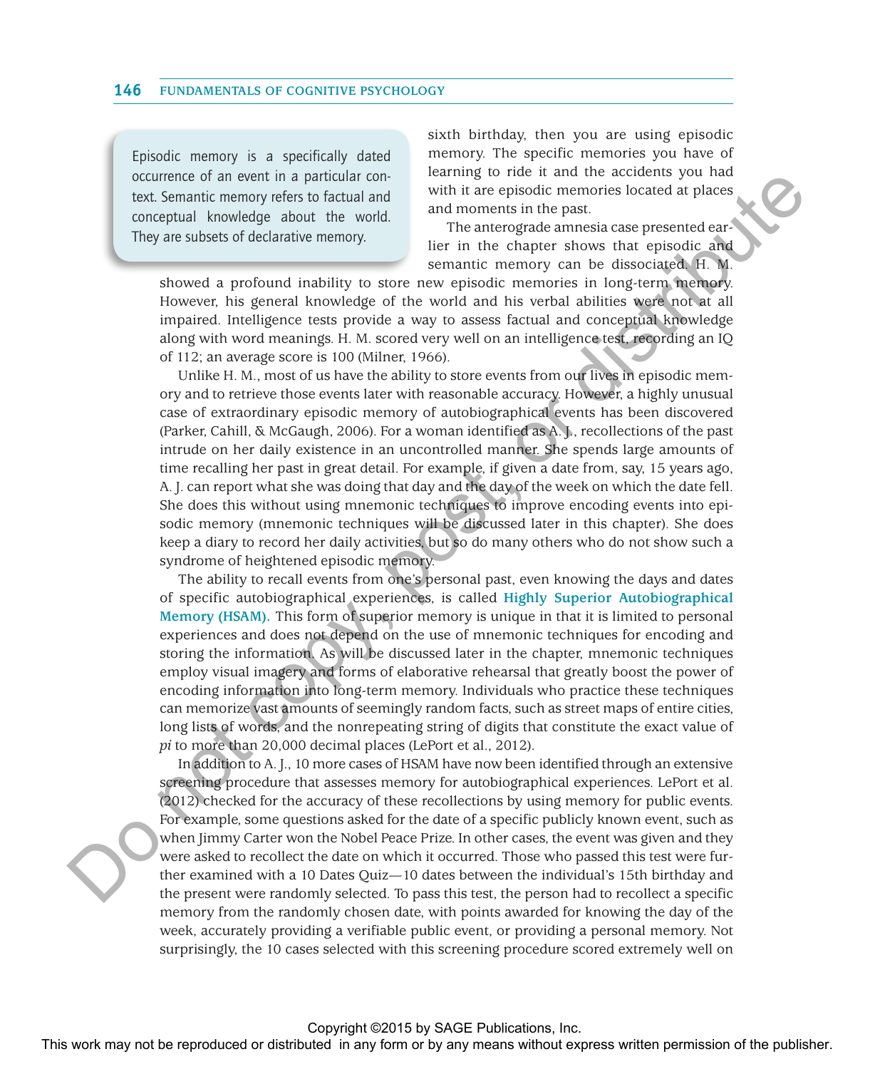> Episodic memory is a specifically dated occurrence of an event in a particular context. Semantic memory refers to factual and conceptual knowledge about the world. They are subsets of declarative memory.

sixth birthday, then you are using episodic memory. The specific memories you have of learning to ride it and the accidents you had with it are episodic memories located at places and moments in the past.

The anterograde amnesia case presented earlier in the chapter shows that episodic and semantic memory can be dissociated. H. M. showed a profound inability to store new episodic memories in long-term memory. However, his general knowledge of the world and his verbal abilities were not at all impaired. Intelligence tests provide a way to assess factual and conceptual knowledge along with word meanings. H. M. scored very well on an intelligence test, recording an IQ of 112; an average score is 100 (Milner, 1966).

Unlike H. M., most of us have the ability to store events from our lives in episodic memory and to retrieve those events later with reasonable accuracy. However, a highly unusual case of extraordinary episodic memory of autobiographical events has been discovered (Parker, Cahill, & McGaugh, 2006). For a woman identified as A. J., recollections of the past intrude on her daily existence in an uncontrolled manner. She spends large amounts of time recalling her past in great detail. For example, if given a date from, say, 15 years ago, A. J. can report what she was doing that day and the day of the week on which the date fell. She does this without using mnemonic techniques to improve encoding events into episodic memory (mnemonic techniques will be discussed later in this chapter). She does keep a diary to record her daily activities, but so do many others who do not show such a syndrome of heightened episodic memory.

The ability to recall events from one's personal past, even knowing the days and dates of specific autobiographical experiences, is called **Highly Superior Autobiographical Memory (HSAM).** This form of superior memory is unique in that it is limited to personal experiences and does not depend on the use of mnemonic techniques for encoding and storing the information. As will be discussed later in the chapter, mnemonic techniques employ visual imagery and forms of elaborative rehearsal that greatly boost the power of encoding information into long-term memory. Individuals who practice these techniques can memorize vast amounts of seemingly random facts, such as street maps of entire cities, long lists of words, and the nonrepeating string of digits that constitute the exact value of *pi* to more than 20,000 decimal places (LePort et al., 2012).

In addition to A. J., 10 more cases of HSAM have now been identified through an extensive screening procedure that assesses memory for autobiographical experiences. LePort et al. (2012) checked for the accuracy of these recollections by using memory for public events. For example, some questions asked for the date of a specific publicly known event, such as when Jimmy Carter won the Nobel Peace Prize. In other cases, the event was given and they were asked to recollect the date on which it occurred. Those who passed this test were further examined with a 10 Dates Quiz—10 dates between the individual's 15th birthday and the present were randomly selected. To pass this test, the person had to recollect a specific memory from the randomly chosen date, with points awarded for knowing the day of the week, accurately providing a verifiable public event, or providing a personal memory. Not surprisingly, the 10 cases selected with this screening procedure scored extremely well on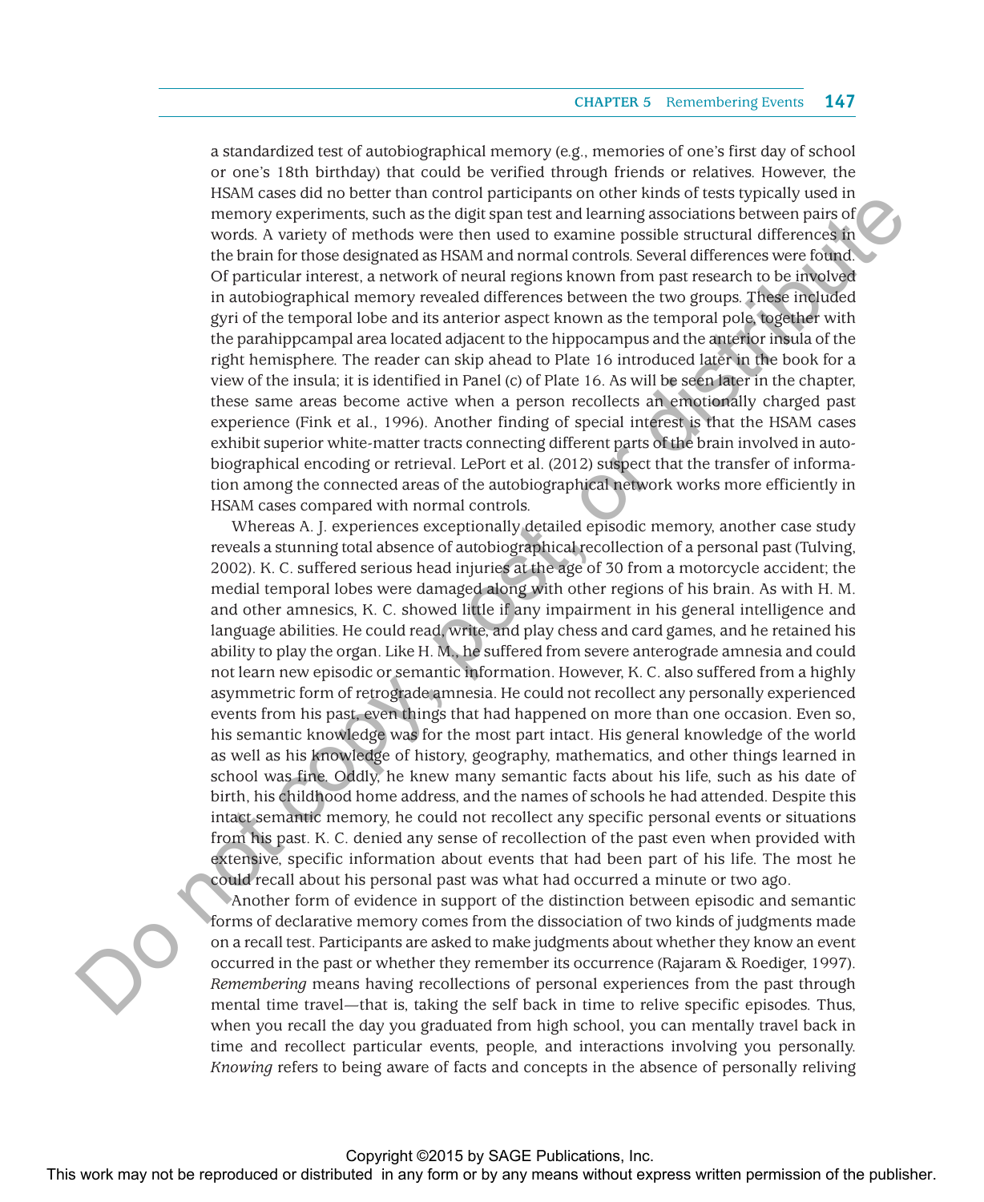a standardized test of autobiographical memory (e.g., memories of one's first day of school or one's 18th birthday) that could be verified through friends or relatives. However, the HSAM cases did no better than control participants on other kinds of tests typically used in memory experiments, such as the digit span test and learning associations between pairs of words. A variety of methods were then used to examine possible structural differences in the brain for those designated as HSAM and normal controls. Several differences were found. Of particular interest, a network of neural regions known from past research to be involved in autobiographical memory revealed differences between the two groups. These included gyri of the temporal lobe and its anterior aspect known as the temporal pole, together with the parahippcampal area located adjacent to the hippocampus and the anterior insula of the right hemisphere. The reader can skip ahead to Plate 16 introduced later in the book for a view of the insula; it is identified in Panel (c) of Plate 16. As will be seen later in the chapter, these same areas become active when a person recollects an emotionally charged past experience (Fink et al., 1996). Another finding of special interest is that the HSAM cases exhibit superior white-matter tracts connecting different parts of the brain involved in autobiographical encoding or retrieval. LePort et al. (2012) suspect that the transfer of information among the connected areas of the autobiographical network works more efficiently in HSAM cases compared with normal controls.

Whereas A. J. experiences exceptionally detailed episodic memory, another case study reveals a stunning total absence of autobiographical recollection of a personal past (Tulving, 2002). K. C. suffered serious head injuries at the age of 30 from a motorcycle accident; the medial temporal lobes were damaged along with other regions of his brain. As with H. M. and other amnesics, K. C. showed little if any impairment in his general intelligence and language abilities. He could read, write, and play chess and card games, and he retained his ability to play the organ. Like H. M., he suffered from severe anterograde amnesia and could not learn new episodic or semantic information. However, K. C. also suffered from a highly asymmetric form of retrograde amnesia. He could not recollect any personally experienced events from his past, even things that had happened on more than one occasion. Even so, his semantic knowledge was for the most part intact. His general knowledge of the world as well as his knowledge of history, geography, mathematics, and other things learned in school was fine. Oddly, he knew many semantic facts about his life, such as his date of birth, his childhood home address, and the names of schools he had attended. Despite this intact semantic memory, he could not recollect any specific personal events or situations from his past. K. C. denied any sense of recollection of the past even when provided with extensive, specific information about events that had been part of his life. The most he could recall about his personal past was what had occurred a minute or two ago.

Another form of evidence in support of the distinction between episodic and semantic forms of declarative memory comes from the dissociation of two kinds of judgments made on a recall test. Participants are asked to make judgments about whether they know an event occurred in the past or whether they remember its occurrence (Rajaram & Roediger, 1997). *Remembering* means having recollections of personal experiences from the past through mental time travel—that is, taking the self back in time to relive specific episodes. Thus, when you recall the day you graduated from high school, you can mentally travel back in time and recollect particular events, people, and interactions involving you personally. *Knowing* refers to being aware of facts and concepts in the absence of personally reliving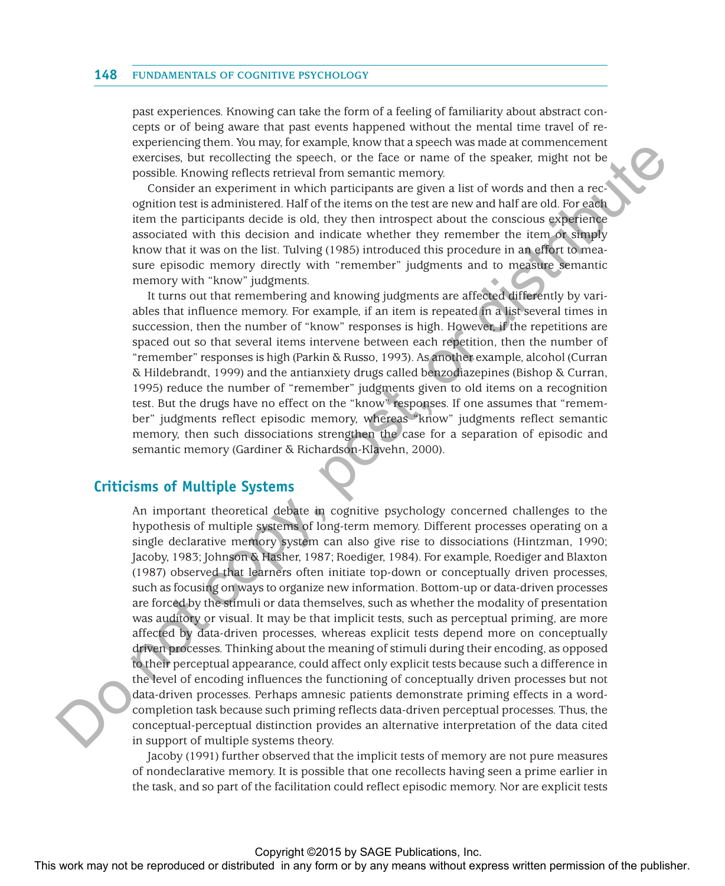past experiences. Knowing can take the form of a feeling of familiarity about abstract concepts or of being aware that past events happened without the mental time travel of reexperiencing them. You may, for example, know that a speech was made at commencement exercises, but recollecting the speech, or the face or name of the speaker, might not be possible. Knowing reflects retrieval from semantic memory.

Consider an experiment in which participants are given a list of words and then a recognition test is administered. Half of the items on the test are new and half are old. For each item the participants decide is old, they then introspect about the conscious experience associated with this decision and indicate whether they remember the item or simply know that it was on the list. Tulving (1985) introduced this procedure in an effort to measure episodic memory directly with "remember" judgments and to measure semantic memory with "know" judgments.

It turns out that remembering and knowing judgments are affected differently by variables that influence memory. For example, if an item is repeated in a list several times in succession, then the number of "know" responses is high. However, if the repetitions are spaced out so that several items intervene between each repetition, then the number of "remember" responses is high (Parkin & Russo, 1993). As another example, alcohol (Curran & Hildebrandt, 1999) and the antianxiety drugs called benzodiazepines (Bishop & Curran, 1995) reduce the number of "remember" judgments given to old items on a recognition test. But the drugs have no effect on the "know" responses. If one assumes that "remember" judgments reflect episodic memory, whereas "know" judgments reflect semantic memory, then such dissociations strengthen the case for a separation of episodic and semantic memory (Gardiner & Richardson-Klavehn, 2000).

## Criticisms of Multiple Systems

An important theoretical debate in cognitive psychology concerned challenges to the hypothesis of multiple systems of long-term memory. Different processes operating on a single declarative memory system can also give rise to dissociations (Hintzman, 1990; Jacoby, 1983; Johnson & Hasher, 1987; Roediger, 1984). For example, Roediger and Blaxton (1987) observed that learners often initiate top-down or conceptually driven processes, such as focusing on ways to organize new information. Bottom-up or data-driven processes are forced by the stimuli or data themselves, such as whether the modality of presentation was auditory or visual. It may be that implicit tests, such as perceptual priming, are more affected by data-driven processes, whereas explicit tests depend more on conceptually driven processes. Thinking about the meaning of stimuli during their encoding, as opposed to their perceptual appearance, could affect only explicit tests because such a difference in the level of encoding influences the functioning of conceptually driven processes but not data-driven processes. Perhaps amnesic patients demonstrate priming effects in a word-completion task because such priming reflects data-driven perceptual processes. Thus, the conceptual-perceptual distinction provides an alternative interpretation of the data cited in support of multiple systems theory.

Jacoby (1991) further observed that the implicit tests of memory are not pure measures of nondeclarative memory. It is possible that one recollects having seen a prime earlier in the task, and so part of the facilitation could reflect episodic memory. Nor are explicit tests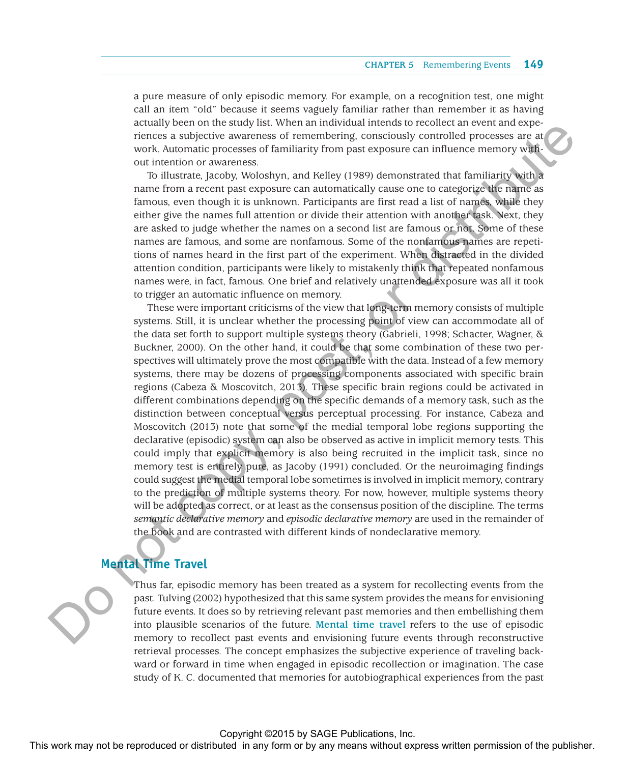a pure measure of only episodic memory. For example, on a recognition test, one might call an item "old" because it seems vaguely familiar rather than remember it as having actually been on the study list. When an individual intends to recollect an event and experiences a subjective awareness of remembering, consciously controlled processes are at work. Automatic processes of familiarity from past exposure can influence memory without intention or awareness.

To illustrate, Jacoby, Woloshyn, and Kelley (1989) demonstrated that familiarity with a name from a recent past exposure can automatically cause one to categorize the name as famous, even though it is unknown. Participants are first read a list of names, while they either give the names full attention or divide their attention with another task. Next, they are asked to judge whether the names on a second list are famous or not. Some of these names are famous, and some are nonfamous. Some of the nonfamous names are repetitions of names heard in the first part of the experiment. When distracted in the divided attention condition, participants were likely to mistakenly think that repeated nonfamous names were, in fact, famous. One brief and relatively unattended exposure was all it took to trigger an automatic influence on memory.

These were important criticisms of the view that long-term memory consists of multiple systems. Still, it is unclear whether the processing point of view can accommodate all of the data set forth to support multiple systems theory (Gabrieli, 1998; Schacter, Wagner, & Buckner, 2000). On the other hand, it could be that some combination of these two perspectives will ultimately prove the most compatible with the data. Instead of a few memory systems, there may be dozens of processing components associated with specific brain regions (Cabeza & Moscovitch, 2013). These specific brain regions could be activated in different combinations depending on the specific demands of a memory task, such as the distinction between conceptual versus perceptual processing. For instance, Cabeza and Moscovitch (2013) note that some of the medial temporal lobe regions supporting the declarative (episodic) system can also be observed as active in implicit memory tests. This could imply that explicit memory is also being recruited in the implicit task, since no memory test is entirely pure, as Jacoby (1991) concluded. Or the neuroimaging findings could suggest the medial temporal lobe sometimes is involved in implicit memory, contrary to the prediction of multiple systems theory. For now, however, multiple systems theory will be adopted as correct, or at least as the consensus position of the discipline. The terms *semantic declarative memory* and *episodic declarative memory* are used in the remainder of the book and are contrasted with different kinds of nondeclarative memory.

## Mental Time Travel

Thus far, episodic memory has been treated as a system for recollecting events from the past. Tulving (2002) hypothesized that this same system provides the means for envisioning future events. It does so by retrieving relevant past memories and then embellishing them into plausible scenarios of the future. **Mental time travel** refers to the use of episodic memory to recollect past events and envisioning future events through reconstructive retrieval processes. The concept emphasizes the subjective experience of traveling backward or forward in time when engaged in episodic recollection or imagination. The case study of K. C. documented that memories for autobiographical experiences from the past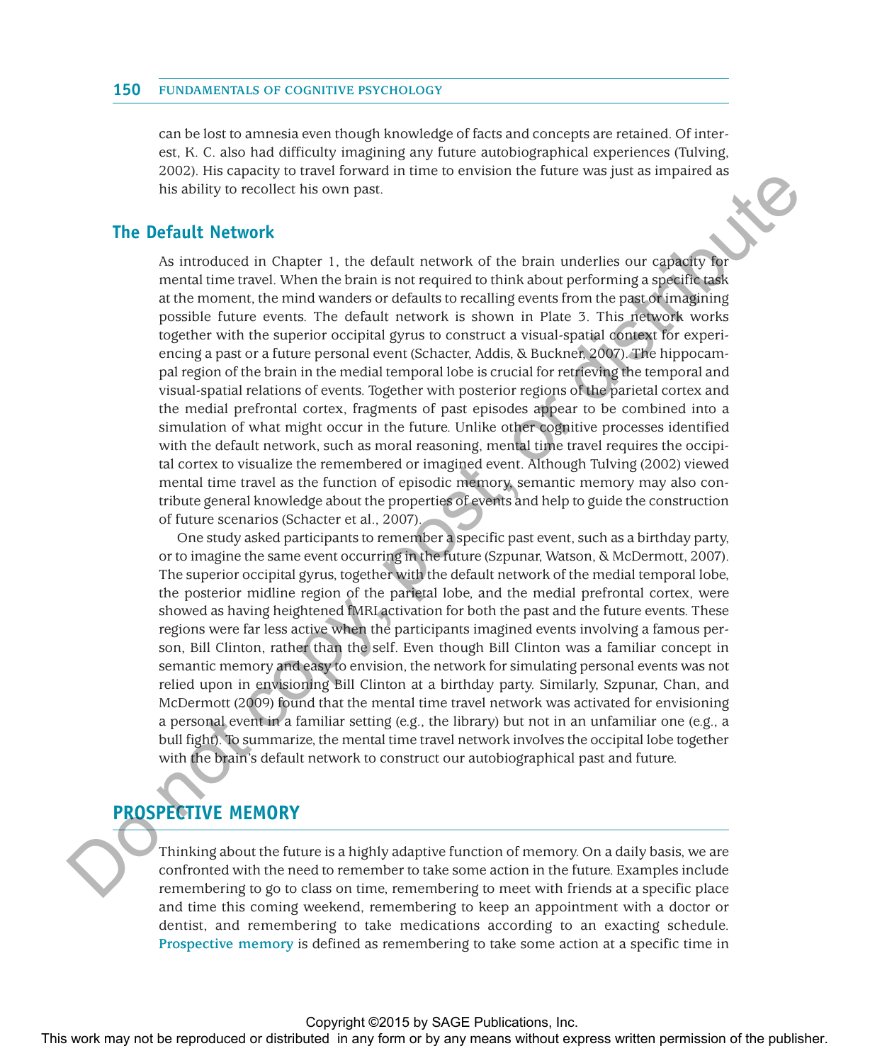can be lost to amnesia even though knowledge of facts and concepts are retained. Of interest, K. C. also had difficulty imagining any future autobiographical experiences (Tulving, 2002). His capacity to travel forward in time to envision the future was just as impaired as his ability to recollect his own past.

### The Default Network

As introduced in Chapter 1, the default network of the brain underlies our capacity for mental time travel. When the brain is not required to think about performing a specific task at the moment, the mind wanders or defaults to recalling events from the past or imagining possible future events. The default network is shown in Plate 3. This network works together with the superior occipital gyrus to construct a visual-spatial context for experiencing a past or a future personal event (Schacter, Addis, & Buckner, 2007). The hippocampal region of the brain in the medial temporal lobe is crucial for retrieving the temporal and visual-spatial relations of events. Together with posterior regions of the parietal cortex and the medial prefrontal cortex, fragments of past episodes appear to be combined into a simulation of what might occur in the future. Unlike other cognitive processes identified with the default network, such as moral reasoning, mental time travel requires the occipital cortex to visualize the remembered or imagined event. Although Tulving (2002) viewed mental time travel as the function of episodic memory, semantic memory may also contribute general knowledge about the properties of events and help to guide the construction of future scenarios (Schacter et al., 2007).

One study asked participants to remember a specific past event, such as a birthday party, or to imagine the same event occurring in the future (Szpunar, Watson, & McDermott, 2007). The superior occipital gyrus, together with the default network of the medial temporal lobe, the posterior midline region of the parietal lobe, and the medial prefrontal cortex, were showed as having heightened fMRI activation for both the past and the future events. These regions were far less active when the participants imagined events involving a famous person, Bill Clinton, rather than the self. Even though Bill Clinton was a familiar concept in semantic memory and easy to envision, the network for simulating personal events was not relied upon in envisioning Bill Clinton at a birthday party. Similarly, Szpunar, Chan, and McDermott (2009) found that the mental time travel network was activated for envisioning a personal event in a familiar setting (e.g., the library) but not in an unfamiliar one (e.g., a bull fight). To summarize, the mental time travel network involves the occipital lobe together with the brain's default network to construct our autobiographical past and future.

## PROSPECTIVE MEMORY

Thinking about the future is a highly adaptive function of memory. On a daily basis, we are confronted with the need to remember to take some action in the future. Examples include remembering to go to class on time, remembering to meet with friends at a specific place and time this coming weekend, remembering to keep an appointment with a doctor or dentist, and remembering to take medications according to an exacting schedule. **Prospective memory** is defined as remembering to take some action at a specific time in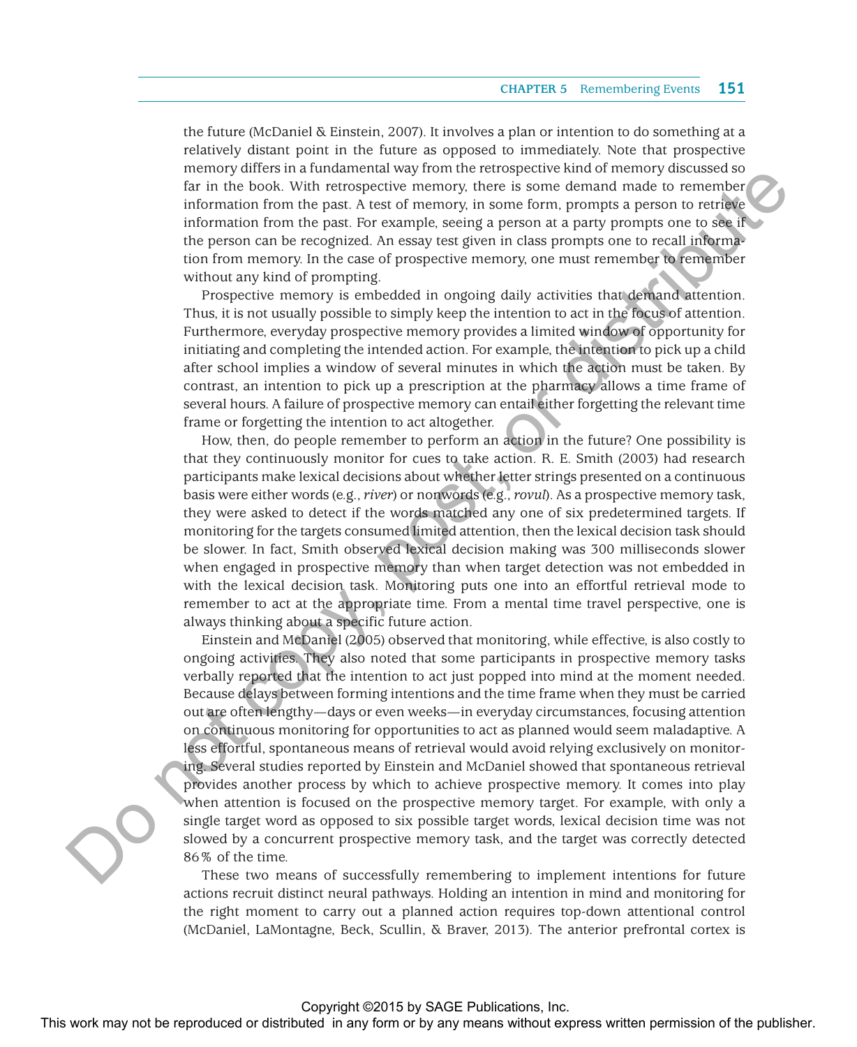the future (McDaniel & Einstein, 2007). It involves a plan or intention to do something at a relatively distant point in the future as opposed to immediately. Note that prospective memory differs in a fundamental way from the retrospective kind of memory discussed so far in the book. With retrospective memory, there is some demand made to remember information from the past. A test of memory, in some form, prompts a person to retrieve information from the past. For example, seeing a person at a party prompts one to see if the person can be recognized. An essay test given in class prompts one to recall information from memory. In the case of prospective memory, one must remember to remember without any kind of prompting.

Prospective memory is embedded in ongoing daily activities that demand attention. Thus, it is not usually possible to simply keep the intention to act in the focus of attention. Furthermore, everyday prospective memory provides a limited window of opportunity for initiating and completing the intended action. For example, the intention to pick up a child after school implies a window of several minutes in which the action must be taken. By contrast, an intention to pick up a prescription at the pharmacy allows a time frame of several hours. A failure of prospective memory can entail either forgetting the relevant time frame or forgetting the intention to act altogether.

How, then, do people remember to perform an action in the future? One possibility is that they continuously monitor for cues to take action. R. E. Smith (2003) had research participants make lexical decisions about whether letter strings presented on a continuous basis were either words (e.g., *river*) or nonwords (e.g., *rovul*). As a prospective memory task, they were asked to detect if the words matched any one of six predetermined targets. If monitoring for the targets consumed limited attention, then the lexical decision task should be slower. In fact, Smith observed lexical decision making was 300 milliseconds slower when engaged in prospective memory than when target detection was not embedded in with the lexical decision task. Monitoring puts one into an effortful retrieval mode to remember to act at the appropriate time. From a mental time travel perspective, one is always thinking about a specific future action.

Einstein and McDaniel (2005) observed that monitoring, while effective, is also costly to ongoing activities. They also noted that some participants in prospective memory tasks verbally reported that the intention to act just popped into mind at the moment needed. Because delays between forming intentions and the time frame when they must be carried out are often lengthy—days or even weeks—in everyday circumstances, focusing attention on continuous monitoring for opportunities to act as planned would seem maladaptive. A less effortful, spontaneous means of retrieval would avoid relying exclusively on monitoring. Several studies reported by Einstein and McDaniel showed that spontaneous retrieval provides another process by which to achieve prospective memory. It comes into play when attention is focused on the prospective memory target. For example, with only a single target word as opposed to six possible target words, lexical decision time was not slowed by a concurrent prospective memory task, and the target was correctly detected 86% of the time.

These two means of successfully remembering to implement intentions for future actions recruit distinct neural pathways. Holding an intention in mind and monitoring for the right moment to carry out a planned action requires top-down attentional control (McDaniel, LaMontagne, Beck, Scullin, & Braver, 2013). The anterior prefrontal cortex is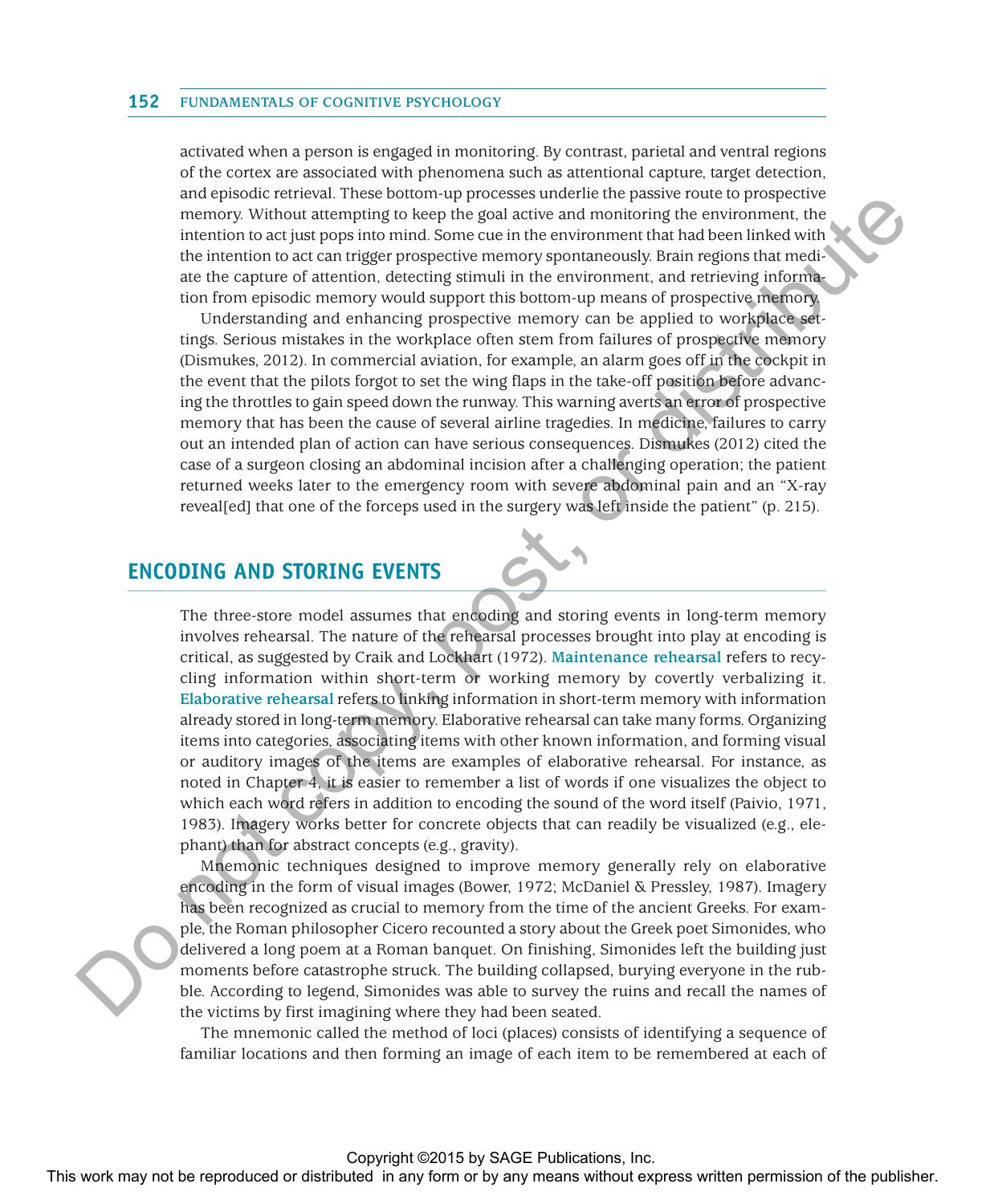activated when a person is engaged in monitoring. By contrast, parietal and ventral regions of the cortex are associated with phenomena such as attentional capture, target detection, and episodic retrieval. These bottom-up processes underlie the passive route to prospective memory. Without attempting to keep the goal active and monitoring the environment, the intention to act just pops into mind. Some cue in the environment that had been linked with the intention to act can trigger prospective memory spontaneously. Brain regions that mediate the capture of attention, detecting stimuli in the environment, and retrieving information from episodic memory would support this bottom-up means of prospective memory.

Understanding and enhancing prospective memory can be applied to workplace settings. Serious mistakes in the workplace often stem from failures of prospective memory (Dismukes, 2012). In commercial aviation, for example, an alarm goes off in the cockpit in the event that the pilots forgot to set the wing flaps in the take-off position before advancing the throttles to gain speed down the runway. This warning averts an error of prospective memory that has been the cause of several airline tragedies. In medicine, failures to carry out an intended plan of action can have serious consequences. Dismukes (2012) cited the case of a surgeon closing an abdominal incision after a challenging operation; the patient returned weeks later to the emergency room with severe abdominal pain and an "X-ray reveal[ed] that one of the forceps used in the surgery was left inside the patient" (p. 215).

## ENCODING AND STORING EVENTS

The three-store model assumes that encoding and storing events in long-term memory involves rehearsal. The nature of the rehearsal processes brought into play at encoding is critical, as suggested by Craik and Lockhart (1972). **Maintenance rehearsal** refers to recycling information within short-term or working memory by covertly verbalizing it. **Elaborative rehearsal** refers to linking information in short-term memory with information already stored in long-term memory. Elaborative rehearsal can take many forms. Organizing items into categories, associating items with other known information, and forming visual or auditory images of the items are examples of elaborative rehearsal. For instance, as noted in Chapter 4, it is easier to remember a list of words if one visualizes the object to which each word refers in addition to encoding the sound of the word itself (Paivio, 1971, 1983). Imagery works better for concrete objects that can readily be visualized (e.g., elephant) than for abstract concepts (e.g., gravity).

Mnemonic techniques designed to improve memory generally rely on elaborative encoding in the form of visual images (Bower, 1972; McDaniel & Pressley, 1987). Imagery has been recognized as crucial to memory from the time of the ancient Greeks. For example, the Roman philosopher Cicero recounted a story about the Greek poet Simonides, who delivered a long poem at a Roman banquet. On finishing, Simonides left the building just moments before catastrophe struck. The building collapsed, burying everyone in the rubble. According to legend, Simonides was able to survey the ruins and recall the names of the victims by first imagining where they had been seated.

The mnemonic called the method of loci (places) consists of identifying a sequence of familiar locations and then forming an image of each item to be remembered at each of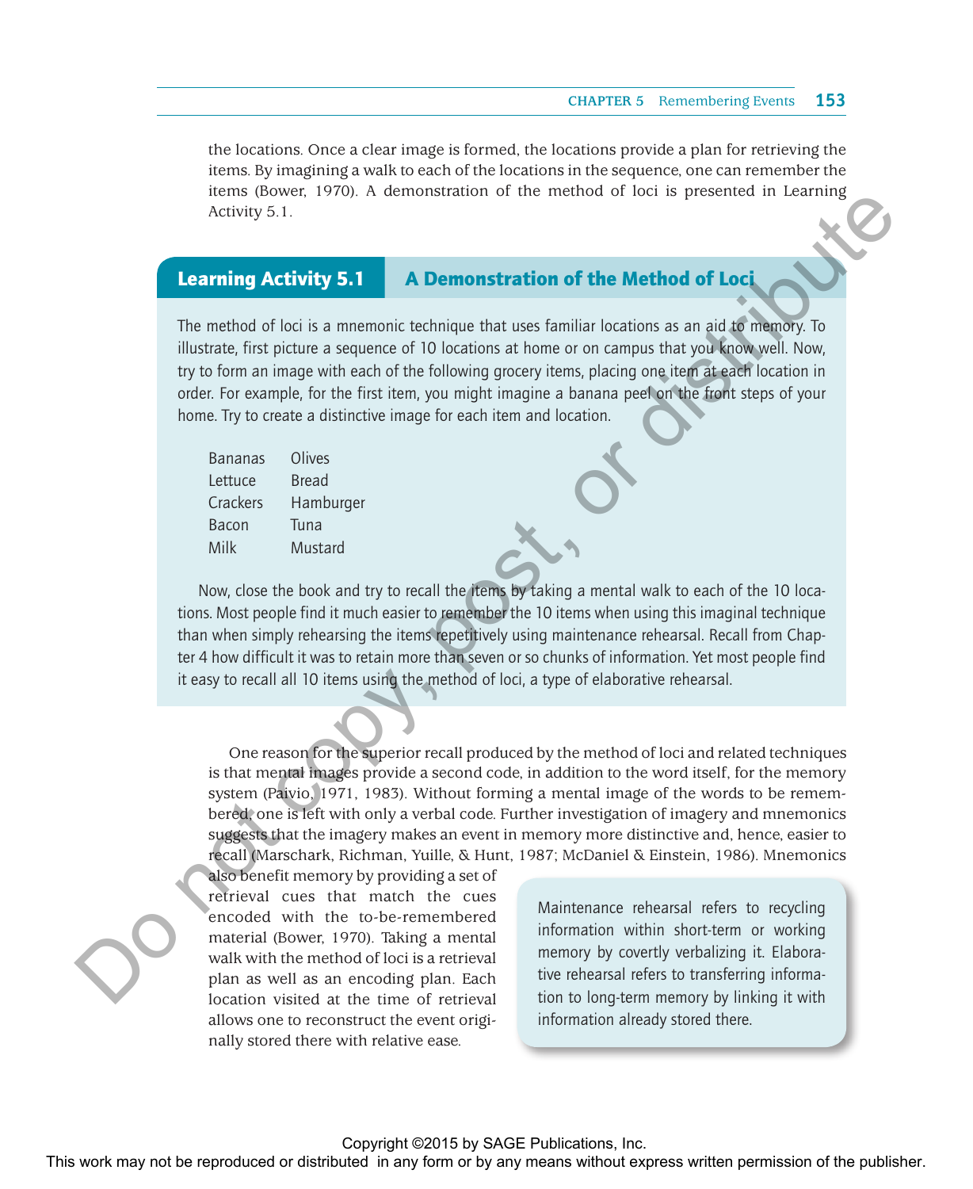the locations. Once a clear image is formed, the locations provide a plan for retrieving the items. By imagining a walk to each of the locations in the sequence, one can remember the items (Bower, 1970). A demonstration of the method of loci is presented in Learning Activity 5.1.

## Learning Activity 5.1 A Demonstration of the Method of Loci

The method of loci is a mnemonic technique that uses familiar locations as an aid to memory. To illustrate, first picture a sequence of 10 locations at home or on campus that you know well. Now, try to form an image with each of the following grocery items, placing one item at each location in order. For example, for the first item, you might imagine a banana peel on the front steps of your home. Try to create a distinctive image for each item and location.

| | |
|---|---|
| Bananas | Olives |
| Lettuce | Bread |
| Crackers | Hamburger |
| Bacon | Tuna |
| Milk | Mustard |

Now, close the book and try to recall the items by taking a mental walk to each of the 10 locations. Most people find it much easier to remember the 10 items when using this imaginal technique than when simply rehearsing the items repetitively using maintenance rehearsal. Recall from Chapter 4 how difficult it was to retain more than seven or so chunks of information. Yet most people find it easy to recall all 10 items using the method of loci, a type of elaborative rehearsal.

One reason for the superior recall produced by the method of loci and related techniques is that mental images provide a second code, in addition to the word itself, for the memory system (Paivio, 1971, 1983). Without forming a mental image of the words to be remembered, one is left with only a verbal code. Further investigation of imagery and mnemonics suggests that the imagery makes an event in memory more distinctive and, hence, easier to recall (Marschark, Richman, Yuille, & Hunt, 1987; McDaniel & Einstein, 1986). Mnemonics also benefit memory by providing a set of retrieval cues that match the cues encoded with the to-be-remembered material (Bower, 1970). Taking a mental walk with the method of loci is a retrieval plan as well as an encoding plan. Each location visited at the time of retrieval allows one to reconstruct the event originally stored there with relative ease.

> Maintenance rehearsal refers to recycling information within short-term or working memory by covertly verbalizing it. Elaborative rehearsal refers to transferring information to long-term memory by linking it with information already stored there.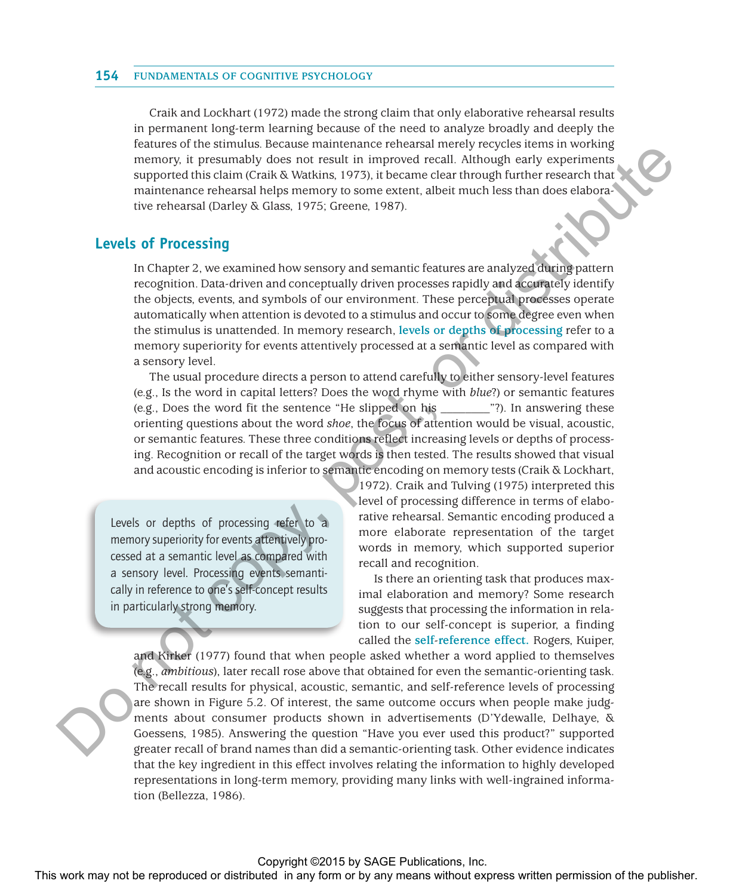Craik and Lockhart (1972) made the strong claim that only elaborative rehearsal results in permanent long-term learning because of the need to analyze broadly and deeply the features of the stimulus. Because maintenance rehearsal merely recycles items in working memory, it presumably does not result in improved recall. Although early experiments supported this claim (Craik & Watkins, 1973), it became clear through further research that maintenance rehearsal helps memory to some extent, albeit much less than does elaborative rehearsal (Darley & Glass, 1975; Greene, 1987).

## Levels of Processing

In Chapter 2, we examined how sensory and semantic features are analyzed during pattern recognition. Data-driven and conceptually driven processes rapidly and accurately identify the objects, events, and symbols of our environment. These perceptual processes operate automatically when attention is devoted to a stimulus and occur to some degree even when the stimulus is unattended. In memory research, **levels or depths of processing** refer to a memory superiority for events attentively processed at a semantic level as compared with a sensory level.

The usual procedure directs a person to attend carefully to either sensory-level features (e.g., Is the word in capital letters? Does the word rhyme with *blue*?) or semantic features (e.g., Does the word fit the sentence "He slipped on his ________"?). In answering these orienting questions about the word *shoe*, the focus of attention would be visual, acoustic, or semantic features. These three conditions reflect increasing levels or depths of processing. Recognition or recall of the target words is then tested. The results showed that visual and acoustic encoding is inferior to semantic encoding on memory tests (Craik & Lockhart, 1972). Craik and Tulving (1975) interpreted this level of processing difference in terms of elaborative rehearsal. Semantic encoding produced a more elaborate representation of the target words in memory, which supported superior recall and recognition.

> Levels or depths of processing refer to a memory superiority for events attentively processed at a semantic level as compared with a sensory level. Processing events semantically in reference to one's self-concept results in particularly strong memory.

Is there an orienting task that produces maximal elaboration and memory? Some research suggests that processing the information in relation to our self-concept is superior, a finding called the **self-reference effect.** Rogers, Kuiper, and Kirker (1977) found that when people asked whether a word applied to themselves (e.g., *ambitious*), later recall rose above that obtained for even the semantic-orienting task. The recall results for physical, acoustic, semantic, and self-reference levels of processing are shown in Figure 5.2. Of interest, the same outcome occurs when people make judgments about consumer products shown in advertisements (D'Ydewalle, Delhaye, & Goessens, 1985). Answering the question "Have you ever used this product?" supported greater recall of brand names than did a semantic-orienting task. Other evidence indicates that the key ingredient in this effect involves relating the information to highly developed representations in long-term memory, providing many links with well-ingrained information (Bellezza, 1986).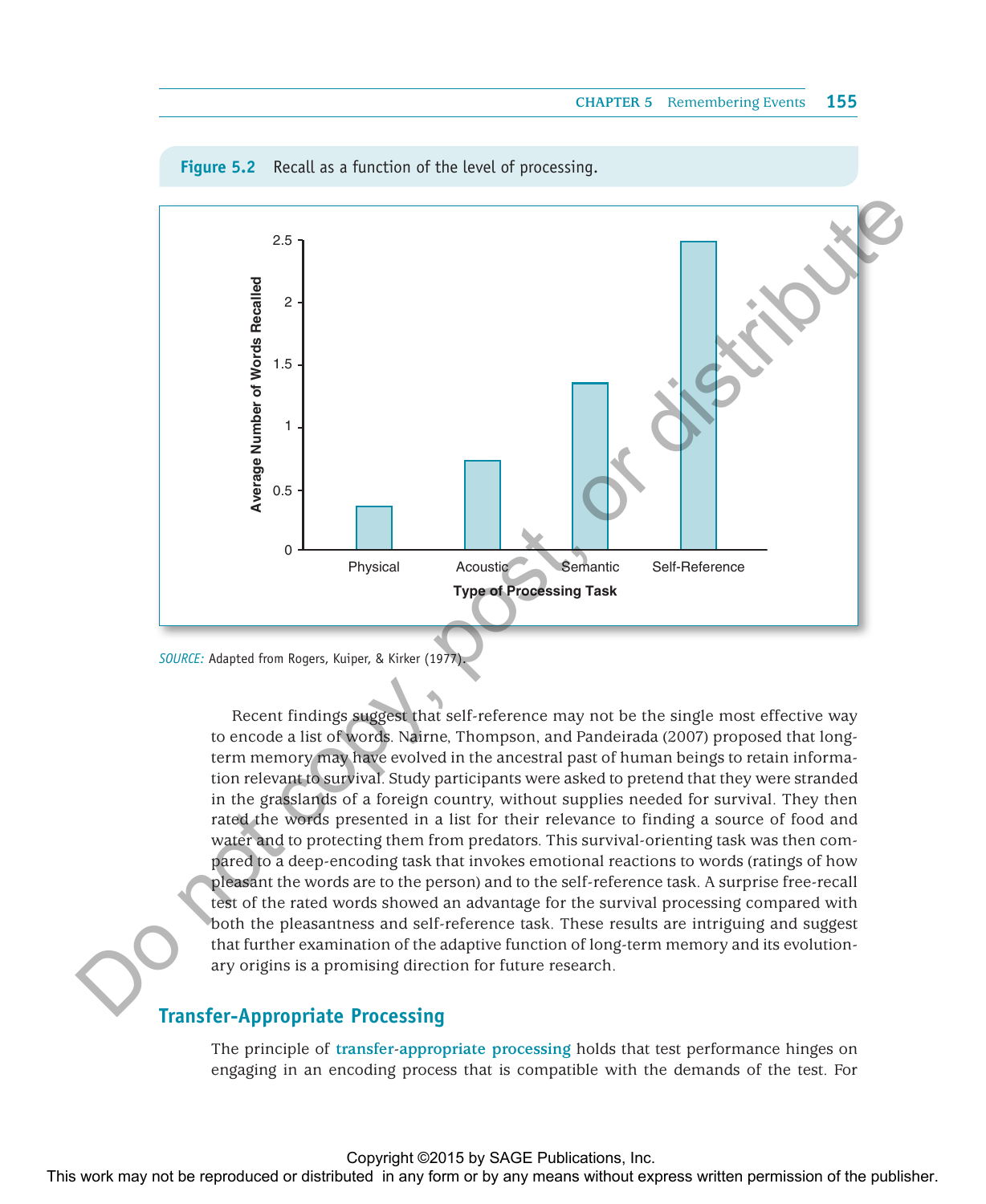**Figure 5.2** Recall as a function of the level of processing.

*SOURCE:* Adapted from Rogers, Kuiper, & Kirker (1977).

Recent findings suggest that self-reference may not be the single most effective way to encode a list of words. Nairne, Thompson, and Pandeirada (2007) proposed that long-term memory may have evolved in the ancestral past of human beings to retain information relevant to survival. Study participants were asked to pretend that they were stranded in the grasslands of a foreign country, without supplies needed for survival. They then rated the words presented in a list for their relevance to finding a source of food and water and to protecting them from predators. This survival-orienting task was then compared to a deep-encoding task that invokes emotional reactions to words (ratings of how pleasant the words are to the person) and to the self-reference task. A surprise free-recall test of the rated words showed an advantage for the survival processing compared with both the pleasantness and self-reference task. These results are intriguing and suggest that further examination of the adaptive function of long-term memory and its evolutionary origins is a promising direction for future research.

## Transfer-Appropriate Processing

The principle of **transfer-appropriate processing** holds that test performance hinges on engaging in an encoding process that is compatible with the demands of the test. For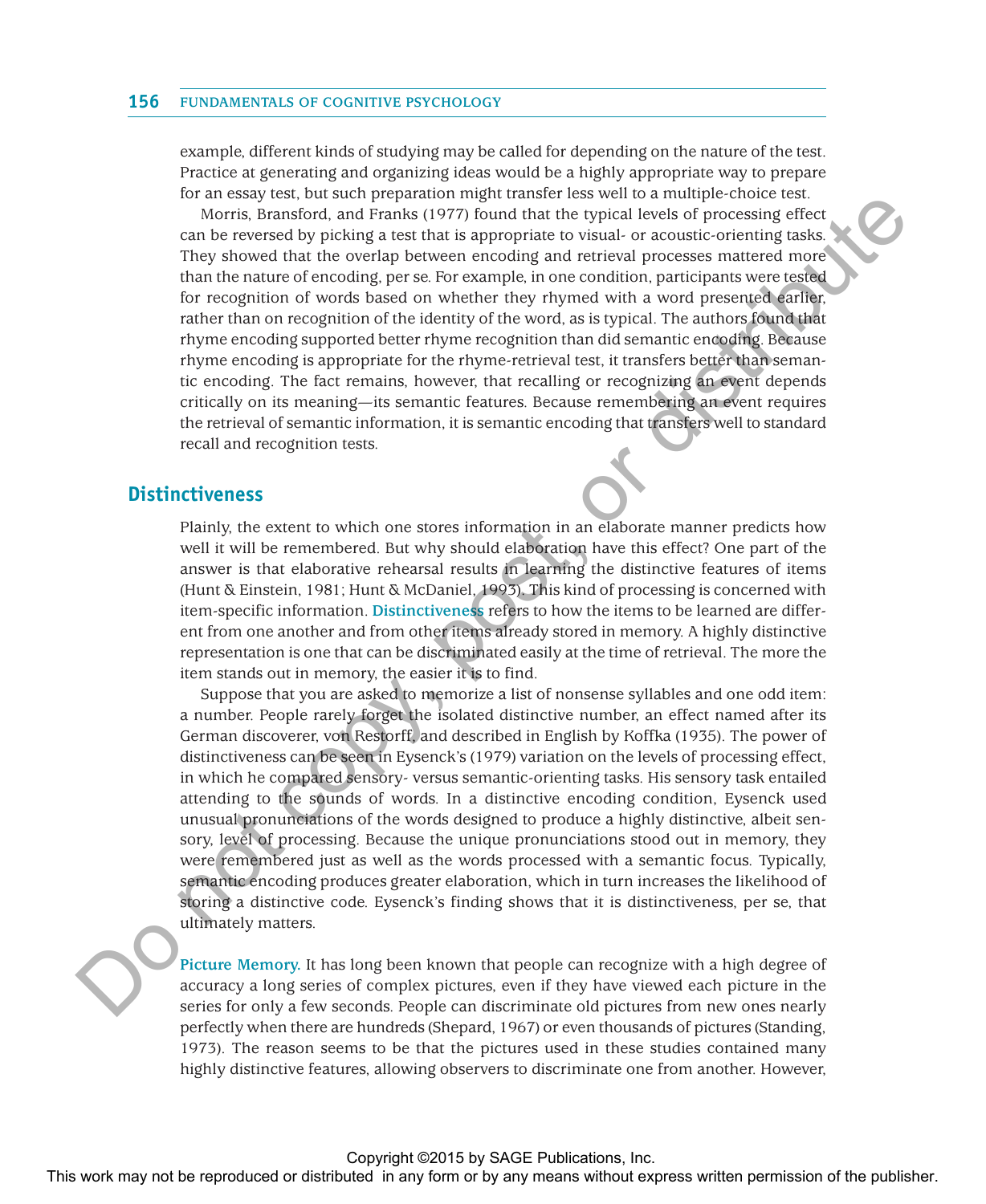example, different kinds of studying may be called for depending on the nature of the test. Practice at generating and organizing ideas would be a highly appropriate way to prepare for an essay test, but such preparation might transfer less well to a multiple-choice test.

Morris, Bransford, and Franks (1977) found that the typical levels of processing effect can be reversed by picking a test that is appropriate to visual- or acoustic-orienting tasks. They showed that the overlap between encoding and retrieval processes mattered more than the nature of encoding, per se. For example, in one condition, participants were tested for recognition of words based on whether they rhymed with a word presented earlier, rather than on recognition of the identity of the word, as is typical. The authors found that rhyme encoding supported better rhyme recognition than did semantic encoding. Because rhyme encoding is appropriate for the rhyme-retrieval test, it transfers better than semantic encoding. The fact remains, however, that recalling or recognizing an event depends critically on its meaning—its semantic features. Because remembering an event requires the retrieval of semantic information, it is semantic encoding that transfers well to standard recall and recognition tests.

## Distinctiveness

Plainly, the extent to which one stores information in an elaborate manner predicts how well it will be remembered. But why should elaboration have this effect? One part of the answer is that elaborative rehearsal results in learning the distinctive features of items (Hunt & Einstein, 1981; Hunt & McDaniel, 1993). This kind of processing is concerned with item-specific information. **Distinctiveness** refers to how the items to be learned are different from one another and from other items already stored in memory. A highly distinctive representation is one that can be discriminated easily at the time of retrieval. The more the item stands out in memory, the easier it is to find.

Suppose that you are asked to memorize a list of nonsense syllables and one odd item: a number. People rarely forget the isolated distinctive number, an effect named after its German discoverer, von Restorff, and described in English by Koffka (1935). The power of distinctiveness can be seen in Eysenck's (1979) variation on the levels of processing effect, in which he compared sensory- versus semantic-orienting tasks. His sensory task entailed attending to the sounds of words. In a distinctive encoding condition, Eysenck used unusual pronunciations of the words designed to produce a highly distinctive, albeit sensory, level of processing. Because the unique pronunciations stood out in memory, they were remembered just as well as the words processed with a semantic focus. Typically, semantic encoding produces greater elaboration, which in turn increases the likelihood of storing a distinctive code. Eysenck's finding shows that it is distinctiveness, per se, that ultimately matters.

**Picture Memory.** It has long been known that people can recognize with a high degree of accuracy a long series of complex pictures, even if they have viewed each picture in the series for only a few seconds. People can discriminate old pictures from new ones nearly perfectly when there are hundreds (Shepard, 1967) or even thousands of pictures (Standing, 1973). The reason seems to be that the pictures used in these studies contained many highly distinctive features, allowing observers to discriminate one from another. However,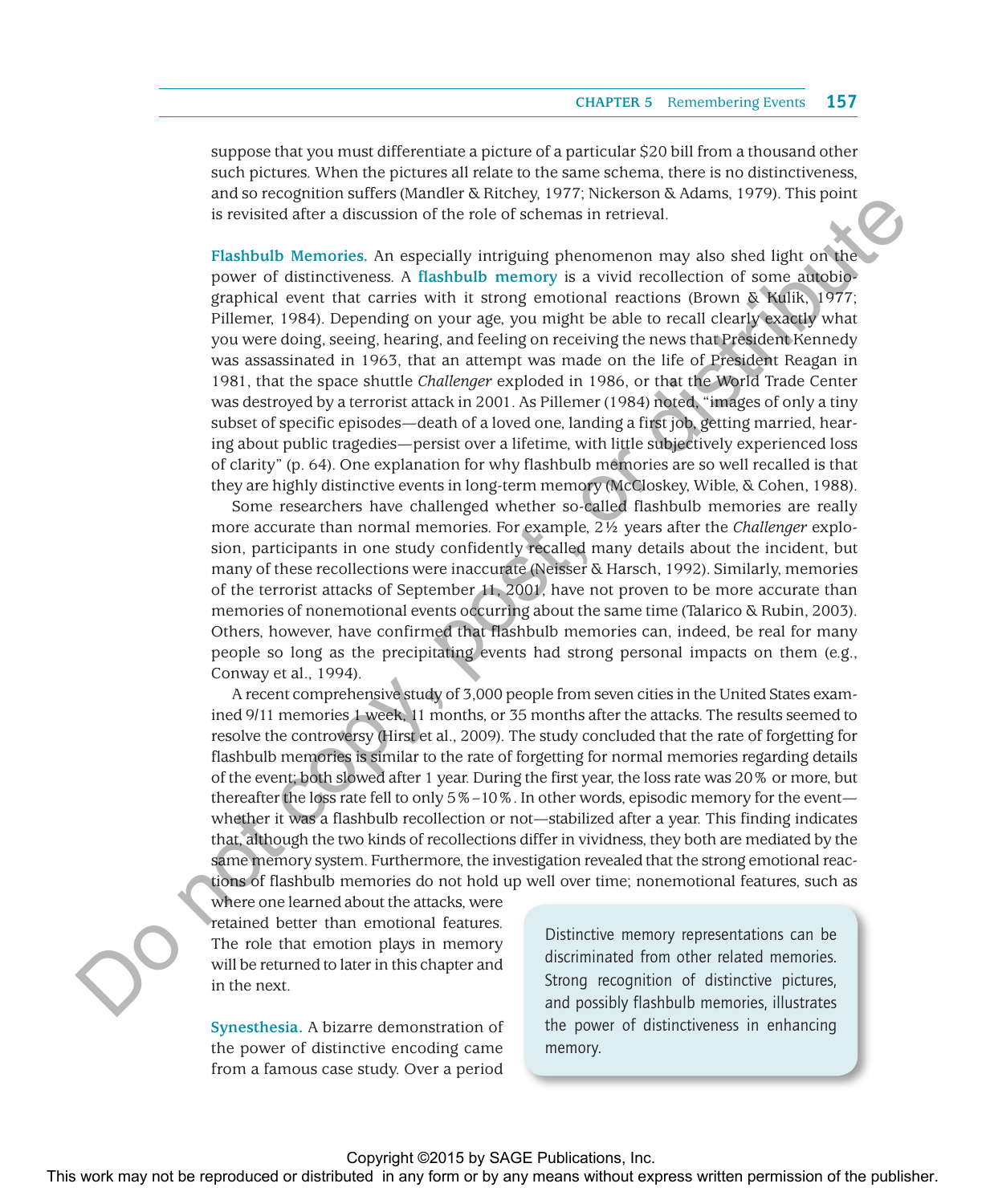suppose that you must differentiate a picture of a particular $20 bill from a thousand other such pictures. When the pictures all relate to the same schema, there is no distinctiveness, and so recognition suffers (Mandler & Ritchey, 1977; Nickerson & Adams, 1979). This point is revisited after a discussion of the role of schemas in retrieval.

**Flashbulb Memories.** An especially intriguing phenomenon may also shed light on the power of distinctiveness. A **flashbulb memory** is a vivid recollection of some autobiographical event that carries with it strong emotional reactions (Brown & Kulik, 1977; Pillemer, 1984). Depending on your age, you might be able to recall clearly exactly what you were doing, seeing, hearing, and feeling on receiving the news that President Kennedy was assassinated in 1963, that an attempt was made on the life of President Reagan in 1981, that the space shuttle *Challenger* exploded in 1986, or that the World Trade Center was destroyed by a terrorist attack in 2001. As Pillemer (1984) noted, "images of only a tiny subset of specific episodes—death of a loved one, landing a first job, getting married, hearing about public tragedies—persist over a lifetime, with little subjectively experienced loss of clarity" (p. 64). One explanation for why flashbulb memories are so well recalled is that they are highly distinctive events in long-term memory (McCloskey, Wible, & Cohen, 1988).

Some researchers have challenged whether so-called flashbulb memories are really more accurate than normal memories. For example, 2½ years after the *Challenger* explosion, participants in one study confidently recalled many details about the incident, but many of these recollections were inaccurate (Neisser & Harsch, 1992). Similarly, memories of the terrorist attacks of September 11, 2001, have not proven to be more accurate than memories of nonemotional events occurring about the same time (Talarico & Rubin, 2003). Others, however, have confirmed that flashbulb memories can, indeed, be real for many people so long as the precipitating events had strong personal impacts on them (e.g., Conway et al., 1994).

A recent comprehensive study of 3,000 people from seven cities in the United States examined 9/11 memories 1 week, 11 months, or 35 months after the attacks. The results seemed to resolve the controversy (Hirst et al., 2009). The study concluded that the rate of forgetting for flashbulb memories is similar to the rate of forgetting for normal memories regarding details of the event; both slowed after 1 year. During the first year, the loss rate was 20% or more, but thereafter the loss rate fell to only 5%–10%. In other words, episodic memory for the event—whether it was a flashbulb recollection or not—stabilized after a year. This finding indicates that, although the two kinds of recollections differ in vividness, they both are mediated by the same memory system. Furthermore, the investigation revealed that the strong emotional reactions of flashbulb memories do not hold up well over time; nonemotional features, such as where one learned about the attacks, were retained better than emotional features. The role that emotion plays in memory will be returned to later in this chapter and in the next.

> Distinctive memory representations can be discriminated from other related memories. Strong recognition of distinctive pictures, and possibly flashbulb memories, illustrates the power of distinctiveness in enhancing memory.

**Synesthesia.** A bizarre demonstration of the power of distinctive encoding came from a famous case study. Over a period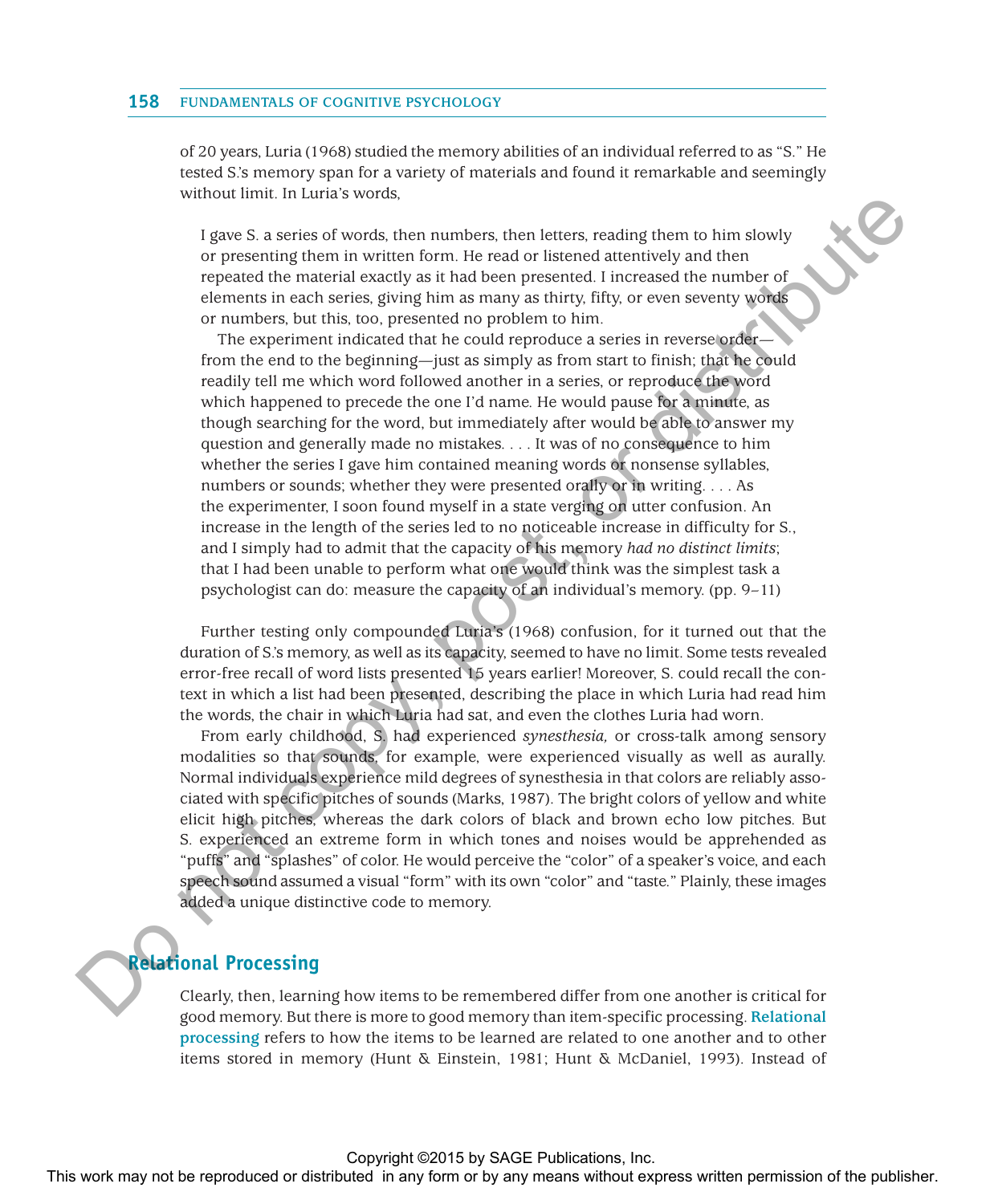of 20 years, Luria (1968) studied the memory abilities of an individual referred to as "S." He tested S.'s memory span for a variety of materials and found it remarkable and seemingly without limit. In Luria's words,

> I gave S. a series of words, then numbers, then letters, reading them to him slowly or presenting them in written form. He read or listened attentively and then repeated the material exactly as it had been presented. I increased the number of elements in each series, giving him as many as thirty, fifty, or even seventy words or numbers, but this, too, presented no problem to him.
>
> The experiment indicated that he could reproduce a series in reverse order—from the end to the beginning—just as simply as from start to finish; that he could readily tell me which word followed another in a series, or reproduce the word which happened to precede the one I'd name. He would pause for a minute, as though searching for the word, but immediately after would be able to answer my question and generally made no mistakes. . . . It was of no consequence to him whether the series I gave him contained meaning words or nonsense syllables, numbers or sounds; whether they were presented orally or in writing. . . . As the experimenter, I soon found myself in a state verging on utter confusion. An increase in the length of the series led to no noticeable increase in difficulty for S., and I simply had to admit that the capacity of his memory *had no distinct limits*; that I had been unable to perform what one would think was the simplest task a psychologist can do: measure the capacity of an individual's memory. (pp. 9–11)

Further testing only compounded Luria's (1968) confusion, for it turned out that the duration of S.'s memory, as well as its capacity, seemed to have no limit. Some tests revealed error-free recall of word lists presented 15 years earlier! Moreover, S. could recall the context in which a list had been presented, describing the place in which Luria had read him the words, the chair in which Luria had sat, and even the clothes Luria had worn.

From early childhood, S. had experienced *synesthesia,* or cross-talk among sensory modalities so that sounds, for example, were experienced visually as well as aurally. Normal individuals experience mild degrees of synesthesia in that colors are reliably associated with specific pitches of sounds (Marks, 1987). The bright colors of yellow and white elicit high pitches, whereas the dark colors of black and brown echo low pitches. But S. experienced an extreme form in which tones and noises would be apprehended as "puffs" and "splashes" of color. He would perceive the "color" of a speaker's voice, and each speech sound assumed a visual "form" with its own "color" and "taste." Plainly, these images added a unique distinctive code to memory.

## Relational Processing

Clearly, then, learning how items to be remembered differ from one another is critical for good memory. But there is more to good memory than item-specific processing. **Relational processing** refers to how the items to be learned are related to one another and to other items stored in memory (Hunt & Einstein, 1981; Hunt & McDaniel, 1993). Instead of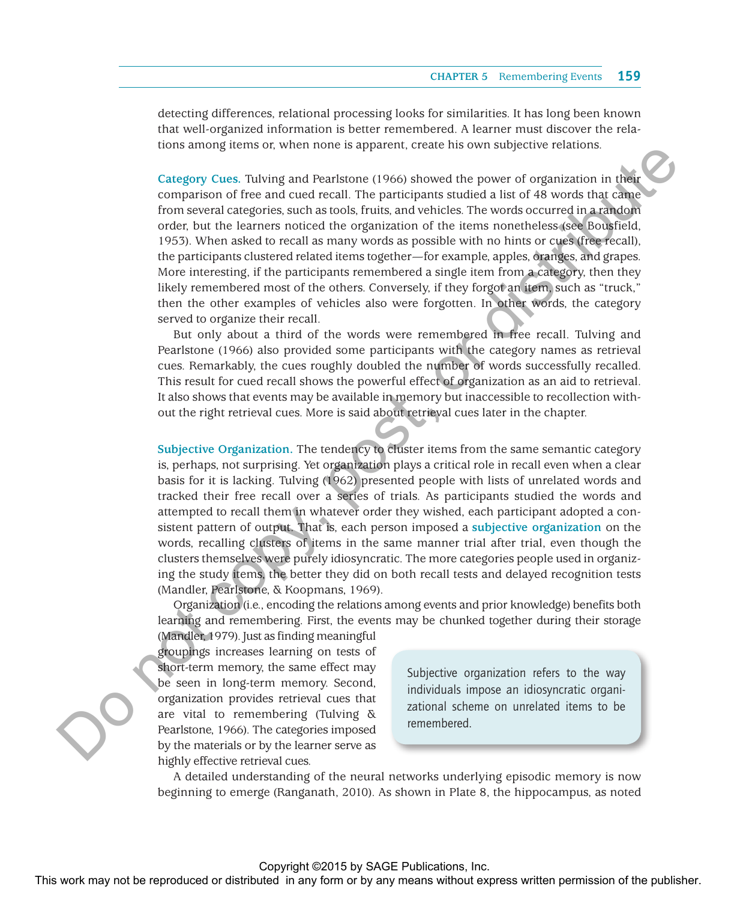detecting differences, relational processing looks for similarities. It has long been known that well-organized information is better remembered. A learner must discover the relations among items or, when none is apparent, create his own subjective relations.

**Category Cues.** Tulving and Pearlstone (1966) showed the power of organization in their comparison of free and cued recall. The participants studied a list of 48 words that came from several categories, such as tools, fruits, and vehicles. The words occurred in a random order, but the learners noticed the organization of the items nonetheless (see Bousfield, 1953). When asked to recall as many words as possible with no hints or cues (free recall), the participants clustered related items together—for example, apples, oranges, and grapes. More interesting, if the participants remembered a single item from a category, then they likely remembered most of the others. Conversely, if they forgot an item, such as "truck," then the other examples of vehicles also were forgotten. In other words, the category served to organize their recall.

But only about a third of the words were remembered in free recall. Tulving and Pearlstone (1966) also provided some participants with the category names as retrieval cues. Remarkably, the cues roughly doubled the number of words successfully recalled. This result for cued recall shows the powerful effect of organization as an aid to retrieval. It also shows that events may be available in memory but inaccessible to recollection without the right retrieval cues. More is said about retrieval cues later in the chapter.

**Subjective Organization.** The tendency to cluster items from the same semantic category is, perhaps, not surprising. Yet organization plays a critical role in recall even when a clear basis for it is lacking. Tulving (1962) presented people with lists of unrelated words and tracked their free recall over a series of trials. As participants studied the words and attempted to recall them in whatever order they wished, each participant adopted a consistent pattern of output. That is, each person imposed a **subjective organization** on the words, recalling clusters of items in the same manner trial after trial, even though the clusters themselves were purely idiosyncratic. The more categories people used in organizing the study items, the better they did on both recall tests and delayed recognition tests (Mandler, Pearlstone, & Koopmans, 1969).

Organization (i.e., encoding the relations among events and prior knowledge) benefits both learning and remembering. First, the events may be chunked together during their storage (Mandler, 1979). Just as finding meaningful groupings increases learning on tests of short-term memory, the same effect may be seen in long-term memory. Second, organization provides retrieval cues that are vital to remembering (Tulving & Pearlstone, 1966). The categories imposed by the materials or by the learner serve as highly effective retrieval cues.

> Subjective organization refers to the way individuals impose an idiosyncratic organizational scheme on unrelated items to be remembered.

A detailed understanding of the neural networks underlying episodic memory is now beginning to emerge (Ranganath, 2010). As shown in Plate 8, the hippocampus, as noted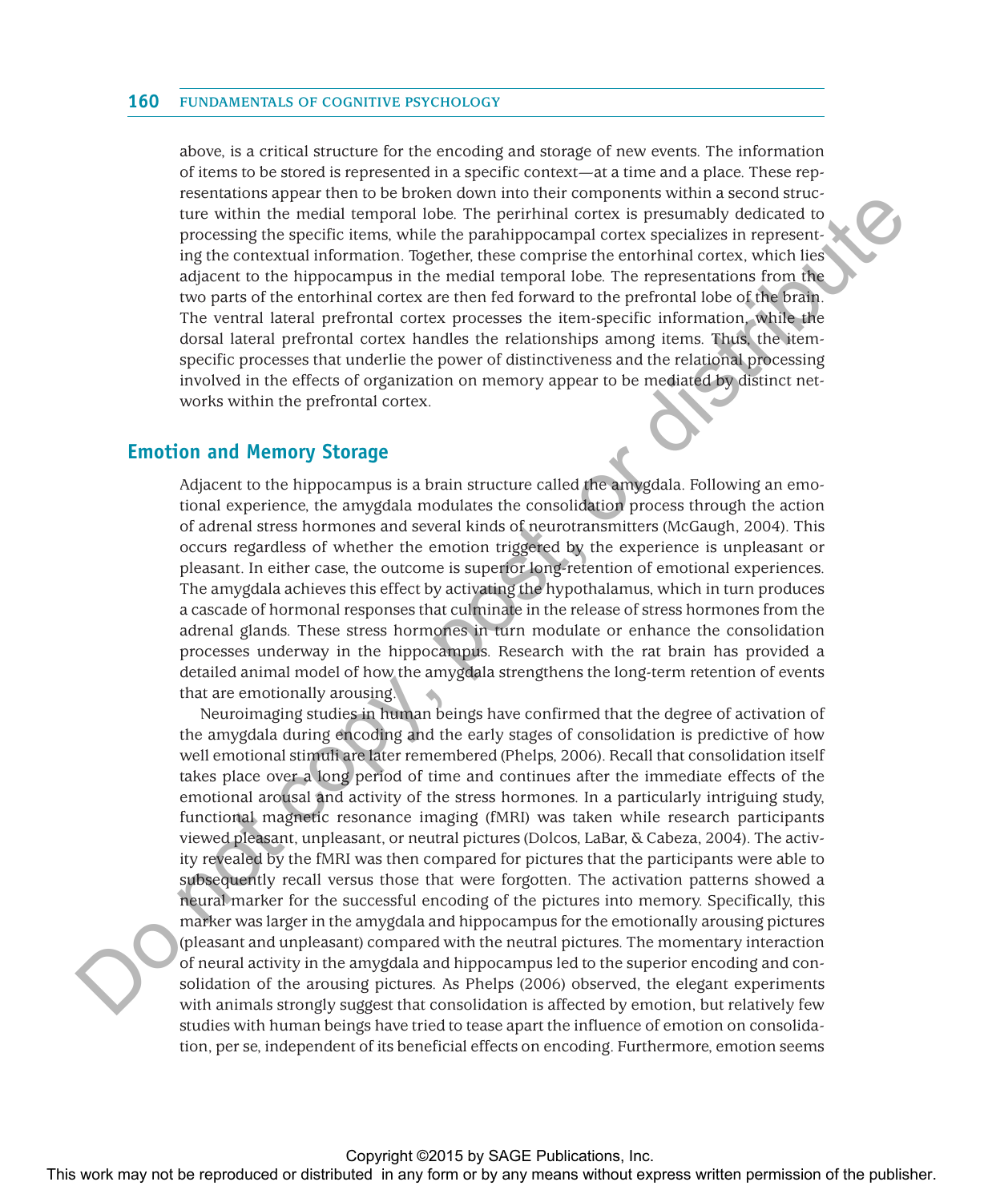above, is a critical structure for the encoding and storage of new events. The information of items to be stored is represented in a specific context—at a time and a place. These representations appear then to be broken down into their components within a second structure within the medial temporal lobe. The perirhinal cortex is presumably dedicated to processing the specific items, while the parahippocampal cortex specializes in representing the contextual information. Together, these comprise the entorhinal cortex, which lies adjacent to the hippocampus in the medial temporal lobe. The representations from the two parts of the entorhinal cortex are then fed forward to the prefrontal lobe of the brain. The ventral lateral prefrontal cortex processes the item-specific information, while the dorsal lateral prefrontal cortex handles the relationships among items. Thus, the item-specific processes that underlie the power of distinctiveness and the relational processing involved in the effects of organization on memory appear to be mediated by distinct networks within the prefrontal cortex.

## Emotion and Memory Storage

Adjacent to the hippocampus is a brain structure called the amygdala. Following an emotional experience, the amygdala modulates the consolidation process through the action of adrenal stress hormones and several kinds of neurotransmitters (McGaugh, 2004). This occurs regardless of whether the emotion triggered by the experience is unpleasant or pleasant. In either case, the outcome is superior long-retention of emotional experiences. The amygdala achieves this effect by activating the hypothalamus, which in turn produces a cascade of hormonal responses that culminate in the release of stress hormones from the adrenal glands. These stress hormones in turn modulate or enhance the consolidation processes underway in the hippocampus. Research with the rat brain has provided a detailed animal model of how the amygdala strengthens the long-term retention of events that are emotionally arousing.

Neuroimaging studies in human beings have confirmed that the degree of activation of the amygdala during encoding and the early stages of consolidation is predictive of how well emotional stimuli are later remembered (Phelps, 2006). Recall that consolidation itself takes place over a long period of time and continues after the immediate effects of the emotional arousal and activity of the stress hormones. In a particularly intriguing study, functional magnetic resonance imaging (fMRI) was taken while research participants viewed pleasant, unpleasant, or neutral pictures (Dolcos, LaBar, & Cabeza, 2004). The activity revealed by the fMRI was then compared for pictures that the participants were able to subsequently recall versus those that were forgotten. The activation patterns showed a neural marker for the successful encoding of the pictures into memory. Specifically, this marker was larger in the amygdala and hippocampus for the emotionally arousing pictures (pleasant and unpleasant) compared with the neutral pictures. The momentary interaction of neural activity in the amygdala and hippocampus led to the superior encoding and consolidation of the arousing pictures. As Phelps (2006) observed, the elegant experiments with animals strongly suggest that consolidation is affected by emotion, but relatively few studies with human beings have tried to tease apart the influence of emotion on consolidation, per se, independent of its beneficial effects on encoding. Furthermore, emotion seems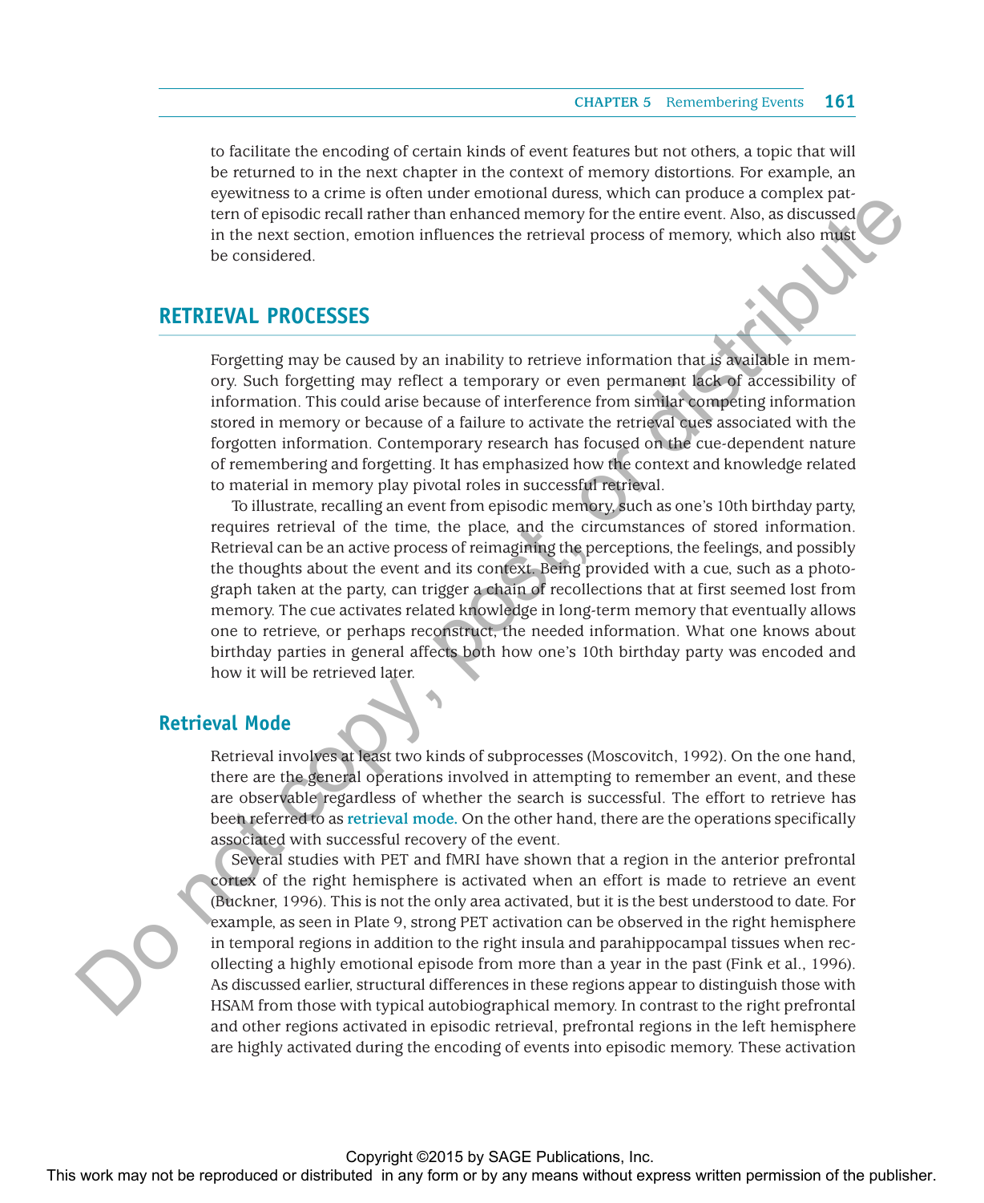to facilitate the encoding of certain kinds of event features but not others, a topic that will be returned to in the next chapter in the context of memory distortions. For example, an eyewitness to a crime is often under emotional duress, which can produce a complex pattern of episodic recall rather than enhanced memory for the entire event. Also, as discussed in the next section, emotion influences the retrieval process of memory, which also must be considered.

## RETRIEVAL PROCESSES

Forgetting may be caused by an inability to retrieve information that is available in memory. Such forgetting may reflect a temporary or even permanent lack of accessibility of information. This could arise because of interference from similar competing information stored in memory or because of a failure to activate the retrieval cues associated with the forgotten information. Contemporary research has focused on the cue-dependent nature of remembering and forgetting. It has emphasized how the context and knowledge related to material in memory play pivotal roles in successful retrieval.

To illustrate, recalling an event from episodic memory, such as one's 10th birthday party, requires retrieval of the time, the place, and the circumstances of stored information. Retrieval can be an active process of reimagining the perceptions, the feelings, and possibly the thoughts about the event and its context. Being provided with a cue, such as a photograph taken at the party, can trigger a chain of recollections that at first seemed lost from memory. The cue activates related knowledge in long-term memory that eventually allows one to retrieve, or perhaps reconstruct, the needed information. What one knows about birthday parties in general affects both how one's 10th birthday party was encoded and how it will be retrieved later.

### Retrieval Mode

Retrieval involves at least two kinds of subprocesses (Moscovitch, 1992). On the one hand, there are the general operations involved in attempting to remember an event, and these are observable regardless of whether the search is successful. The effort to retrieve has been referred to as **retrieval mode.** On the other hand, there are the operations specifically associated with successful recovery of the event.

Several studies with PET and fMRI have shown that a region in the anterior prefrontal cortex of the right hemisphere is activated when an effort is made to retrieve an event (Buckner, 1996). This is not the only area activated, but it is the best understood to date. For example, as seen in Plate 9, strong PET activation can be observed in the right hemisphere in temporal regions in addition to the right insula and parahippocampal tissues when recollecting a highly emotional episode from more than a year in the past (Fink et al., 1996). As discussed earlier, structural differences in these regions appear to distinguish those with HSAM from those with typical autobiographical memory. In contrast to the right prefrontal and other regions activated in episodic retrieval, prefrontal regions in the left hemisphere are highly activated during the encoding of events into episodic memory. These activation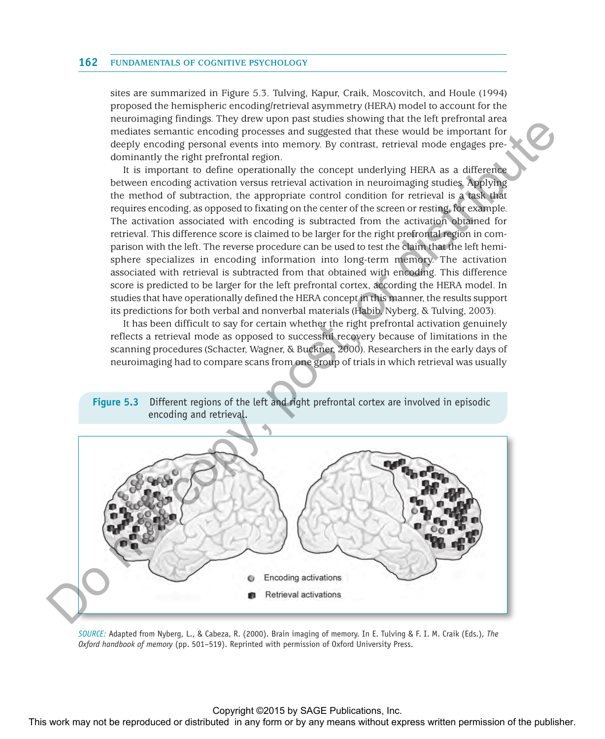sites are summarized in Figure 5.3. Tulving, Kapur, Craik, Moscovitch, and Houle (1994) proposed the hemispheric encoding/retrieval asymmetry (HERA) model to account for the neuroimaging findings. They drew upon past studies showing that the left prefrontal area mediates semantic encoding processes and suggested that these would be important for deeply encoding personal events into memory. By contrast, retrieval mode engages predominantly the right prefrontal region.

It is important to define operationally the concept underlying HERA as a difference between encoding activation versus retrieval activation in neuroimaging studies. Applying the method of subtraction, the appropriate control condition for retrieval is a task that requires encoding, as opposed to fixating on the center of the screen or resting, for example. The activation associated with encoding is subtracted from the activation obtained for retrieval. This difference score is claimed to be larger for the right prefrontal region in comparison with the left. The reverse procedure can be used to test the claim that the left hemisphere specializes in encoding information into long-term memory. The activation associated with retrieval is subtracted from that obtained with encoding. This difference score is predicted to be larger for the left prefrontal cortex, according the HERA model. In studies that have operationally defined the HERA concept in this manner, the results support its predictions for both verbal and nonverbal materials (Habib, Nyberg, & Tulving, 2003).

It has been difficult to say for certain whether the right prefrontal activation genuinely reflects a retrieval mode as opposed to successful recovery because of limitations in the scanning procedures (Schacter, Wagner, & Buckner, 2000). Researchers in the early days of neuroimaging had to compare scans from one group of trials in which retrieval was usually

**Figure 5.3** Different regions of the left and right prefrontal cortex are involved in episodic encoding and retrieval.

*SOURCE:* Adapted from Nyberg, L., & Cabeza, R. (2000). Brain imaging of memory. In E. Tulving & F. I. M. Craik (Eds.), *The Oxford handbook of memory* (pp. 501–519). Reprinted with permission of Oxford University Press.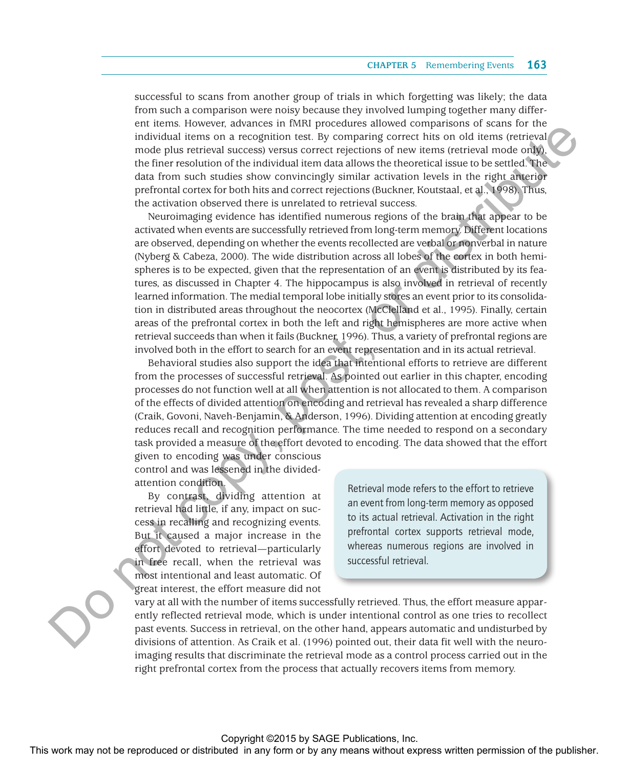successful to scans from another group of trials in which forgetting was likely; the data from such a comparison were noisy because they involved lumping together many different items. However, advances in fMRI procedures allowed comparisons of scans for the individual items on a recognition test. By comparing correct hits on old items (retrieval mode plus retrieval success) versus correct rejections of new items (retrieval mode only), the finer resolution of the individual item data allows the theoretical issue to be settled. The data from such studies show convincingly similar activation levels in the right anterior prefrontal cortex for both hits and correct rejections (Buckner, Koutstaal, et al., 1998). Thus, the activation observed there is unrelated to retrieval success.

Neuroimaging evidence has identified numerous regions of the brain that appear to be activated when events are successfully retrieved from long-term memory. Different locations are observed, depending on whether the events recollected are verbal or nonverbal in nature (Nyberg & Cabeza, 2000). The wide distribution across all lobes of the cortex in both hemispheres is to be expected, given that the representation of an event is distributed by its features, as discussed in Chapter 4. The hippocampus is also involved in retrieval of recently learned information. The medial temporal lobe initially stores an event prior to its consolidation in distributed areas throughout the neocortex (McClelland et al., 1995). Finally, certain areas of the prefrontal cortex in both the left and right hemispheres are more active when retrieval succeeds than when it fails (Buckner, 1996). Thus, a variety of prefrontal regions are involved both in the effort to search for an event representation and in its actual retrieval.

Behavioral studies also support the idea that intentional efforts to retrieve are different from the processes of successful retrieval. As pointed out earlier in this chapter, encoding processes do not function well at all when attention is not allocated to them. A comparison of the effects of divided attention on encoding and retrieval has revealed a sharp difference (Craik, Govoni, Naveh-Benjamin, & Anderson, 1996). Dividing attention at encoding greatly reduces recall and recognition performance. The time needed to respond on a secondary task provided a measure of the effort devoted to encoding. The data showed that the effort given to encoding was under conscious control and was lessened in the divided-attention condition.

By contrast, dividing attention at retrieval had little, if any, impact on success in recalling and recognizing events. But it caused a major increase in the effort devoted to retrieval—particularly in free recall, when the retrieval was most intentional and least automatic. Of great interest, the effort measure did not vary at all with the number of items successfully retrieved. Thus, the effort measure apparently reflected retrieval mode, which is under intentional control as one tries to recollect past events. Success in retrieval, on the other hand, appears automatic and undisturbed by divisions of attention. As Craik et al. (1996) pointed out, their data fit well with the neuroimaging results that discriminate the retrieval mode as a control process carried out in the right prefrontal cortex from the process that actually recovers items from memory.

> Retrieval mode refers to the effort to retrieve an event from long-term memory as opposed to its actual retrieval. Activation in the right prefrontal cortex supports retrieval mode, whereas numerous regions are involved in successful retrieval.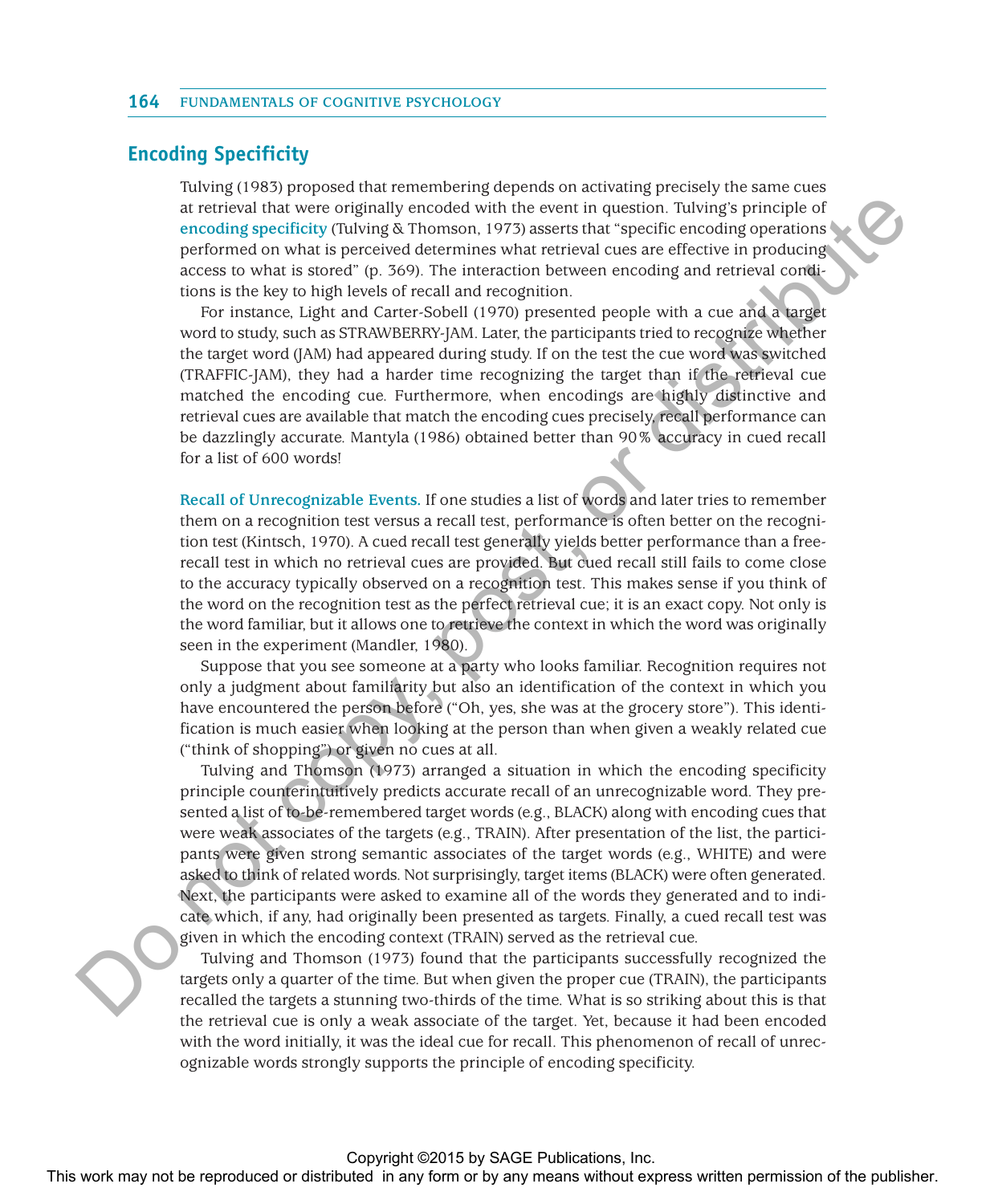## Encoding Specificity

Tulving (1983) proposed that remembering depends on activating precisely the same cues at retrieval that were originally encoded with the event in question. Tulving's principle of **encoding specificity** (Tulving & Thomson, 1973) asserts that "specific encoding operations performed on what is perceived determines what retrieval cues are effective in producing access to what is stored" (p. 369). The interaction between encoding and retrieval conditions is the key to high levels of recall and recognition.

For instance, Light and Carter-Sobell (1970) presented people with a cue and a target word to study, such as STRAWBERRY-JAM. Later, the participants tried to recognize whether the target word (JAM) had appeared during study. If on the test the cue word was switched (TRAFFIC-JAM), they had a harder time recognizing the target than if the retrieval cue matched the encoding cue. Furthermore, when encodings are highly distinctive and retrieval cues are available that match the encoding cues precisely, recall performance can be dazzlingly accurate. Mantyla (1986) obtained better than 90% accuracy in cued recall for a list of 600 words!

**Recall of Unrecognizable Events.** If one studies a list of words and later tries to remember them on a recognition test versus a recall test, performance is often better on the recognition test (Kintsch, 1970). A cued recall test generally yields better performance than a free-recall test in which no retrieval cues are provided. But cued recall still fails to come close to the accuracy typically observed on a recognition test. This makes sense if you think of the word on the recognition test as the perfect retrieval cue; it is an exact copy. Not only is the word familiar, but it allows one to retrieve the context in which the word was originally seen in the experiment (Mandler, 1980).

Suppose that you see someone at a party who looks familiar. Recognition requires not only a judgment about familiarity but also an identification of the context in which you have encountered the person before ("Oh, yes, she was at the grocery store"). This identification is much easier when looking at the person than when given a weakly related cue ("think of shopping") or given no cues at all.

Tulving and Thomson (1973) arranged a situation in which the encoding specificity principle counterintuitively predicts accurate recall of an unrecognizable word. They presented a list of to-be-remembered target words (e.g., BLACK) along with encoding cues that were weak associates of the targets (e.g., TRAIN). After presentation of the list, the participants were given strong semantic associates of the target words (e.g., WHITE) and were asked to think of related words. Not surprisingly, target items (BLACK) were often generated. Next, the participants were asked to examine all of the words they generated and to indicate which, if any, had originally been presented as targets. Finally, a cued recall test was given in which the encoding context (TRAIN) served as the retrieval cue.

Tulving and Thomson (1973) found that the participants successfully recognized the targets only a quarter of the time. But when given the proper cue (TRAIN), the participants recalled the targets a stunning two-thirds of the time. What is so striking about this is that the retrieval cue is only a weak associate of the target. Yet, because it had been encoded with the word initially, it was the ideal cue for recall. This phenomenon of recall of unrecognizable words strongly supports the principle of encoding specificity.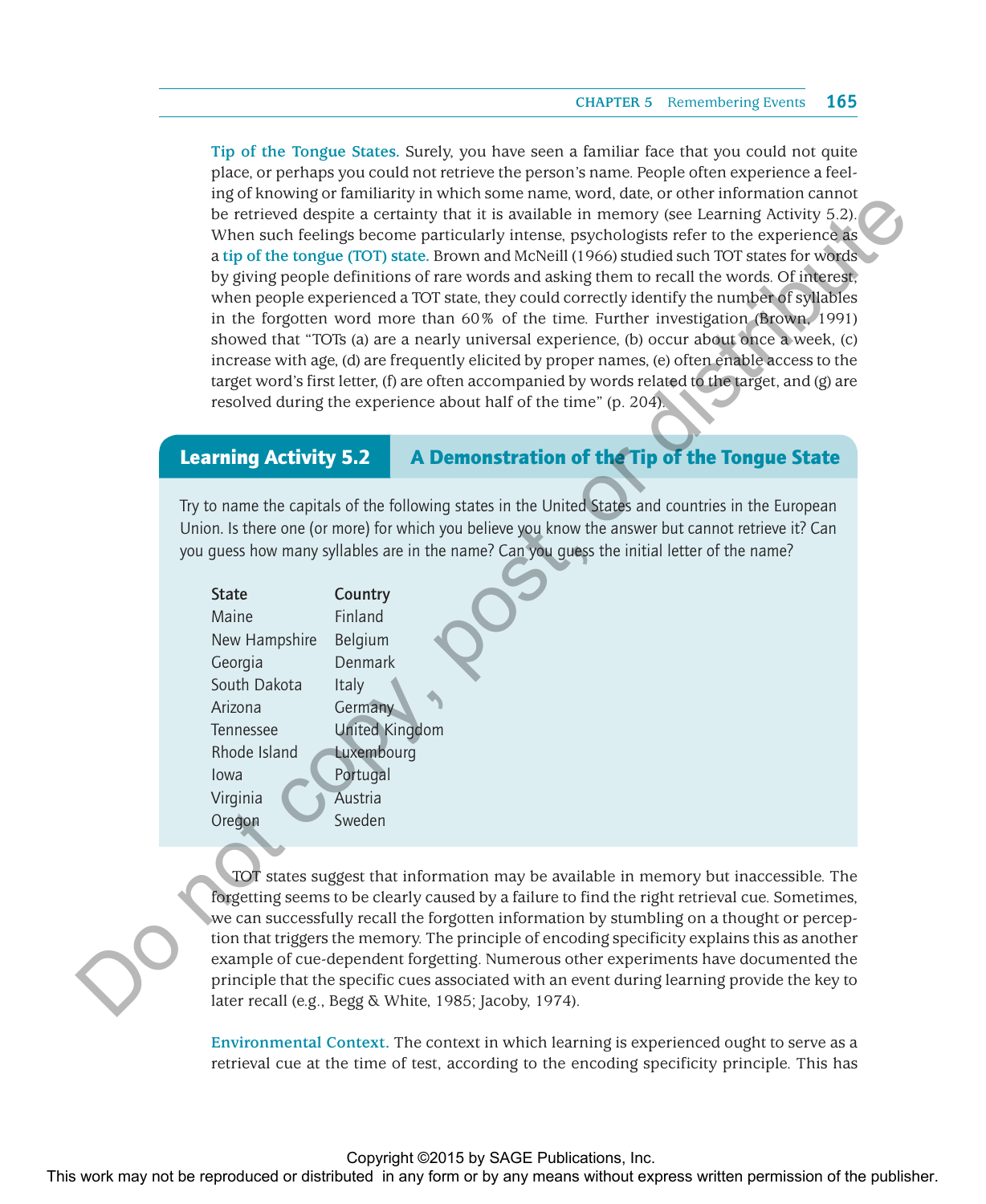**Tip of the Tongue States.** Surely, you have seen a familiar face that you could not quite place, or perhaps you could not retrieve the person's name. People often experience a feeling of knowing or familiarity in which some name, word, date, or other information cannot be retrieved despite a certainty that it is available in memory (see Learning Activity 5.2). When such feelings become particularly intense, psychologists refer to the experience as a **tip of the tongue (TOT) state.** Brown and McNeill (1966) studied such TOT states for words by giving people definitions of rare words and asking them to recall the words. Of interest, when people experienced a TOT state, they could correctly identify the number of syllables in the forgotten word more than 60% of the time. Further investigation (Brown, 1991) showed that "TOTs (a) are a nearly universal experience, (b) occur about once a week, (c) increase with age, (d) are frequently elicited by proper names, (e) often enable access to the target word's first letter, (f) are often accompanied by words related to the target, and (g) are resolved during the experience about half of the time" (p. 204).

## Learning Activity 5.2 — A Demonstration of the Tip of the Tongue State

Try to name the capitals of the following states in the United States and countries in the European Union. Is there one (or more) for which you believe you know the answer but cannot retrieve it? Can you guess how many syllables are in the name? Can you guess the initial letter of the name?

| State | Country |
|---|---|
| Maine | Finland |
| New Hampshire | Belgium |
| Georgia | Denmark |
| South Dakota | Italy |
| Arizona | Germany |
| Tennessee | United Kingdom |
| Rhode Island | Luxembourg |
| Iowa | Portugal |
| Virginia | Austria |
| Oregon | Sweden |

TOT states suggest that information may be available in memory but inaccessible. The forgetting seems to be clearly caused by a failure to find the right retrieval cue. Sometimes, we can successfully recall the forgotten information by stumbling on a thought or perception that triggers the memory. The principle of encoding specificity explains this as another example of cue-dependent forgetting. Numerous other experiments have documented the principle that the specific cues associated with an event during learning provide the key to later recall (e.g., Begg & White, 1985; Jacoby, 1974).

**Environmental Context.** The context in which learning is experienced ought to serve as a retrieval cue at the time of test, according to the encoding specificity principle. This has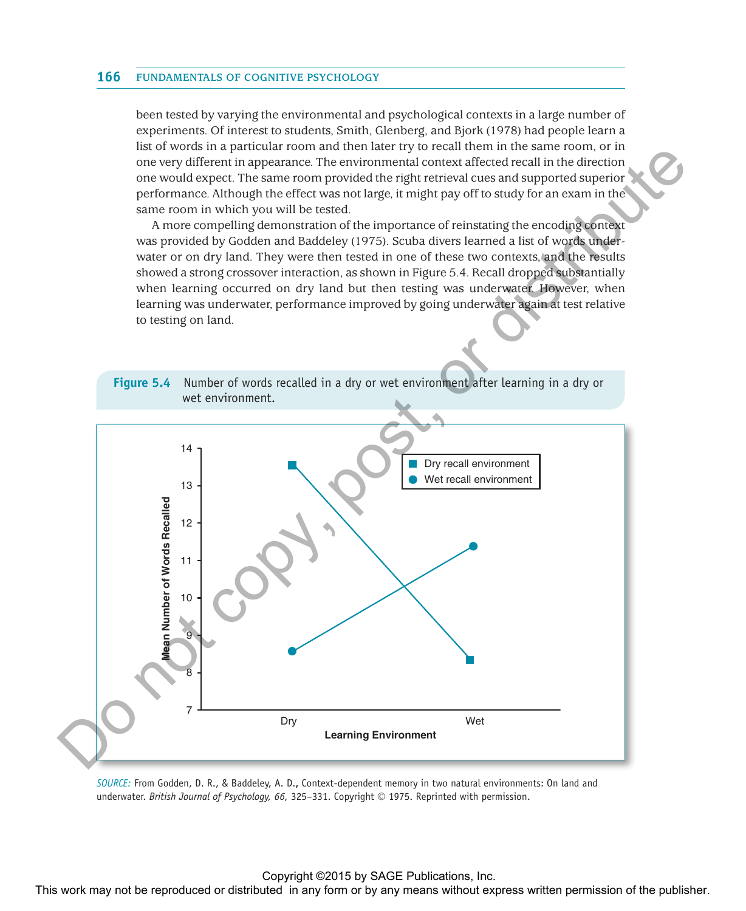been tested by varying the environmental and psychological contexts in a large number of experiments. Of interest to students, Smith, Glenberg, and Bjork (1978) had people learn a list of words in a particular room and then later try to recall them in the same room, or in one very different in appearance. The environmental context affected recall in the direction one would expect. The same room provided the right retrieval cues and supported superior performance. Although the effect was not large, it might pay off to study for an exam in the same room in which you will be tested.

A more compelling demonstration of the importance of reinstating the encoding context was provided by Godden and Baddeley (1975). Scuba divers learned a list of words underwater or on dry land. They were then tested in one of these two contexts, and the results showed a strong crossover interaction, as shown in Figure 5.4. Recall dropped substantially when learning occurred on dry land but then testing was underwater. However, when learning was underwater, performance improved by going underwater again at test relative to testing on land.

**Figure 5.4** Number of words recalled in a dry or wet environment after learning in a dry or wet environment.

*SOURCE:* From Godden, D. R., & Baddeley, A. D., Context-dependent memory in two natural environments: On land and underwater. *British Journal of Psychology, 66,* 325–331. Copyright © 1975. Reprinted with permission.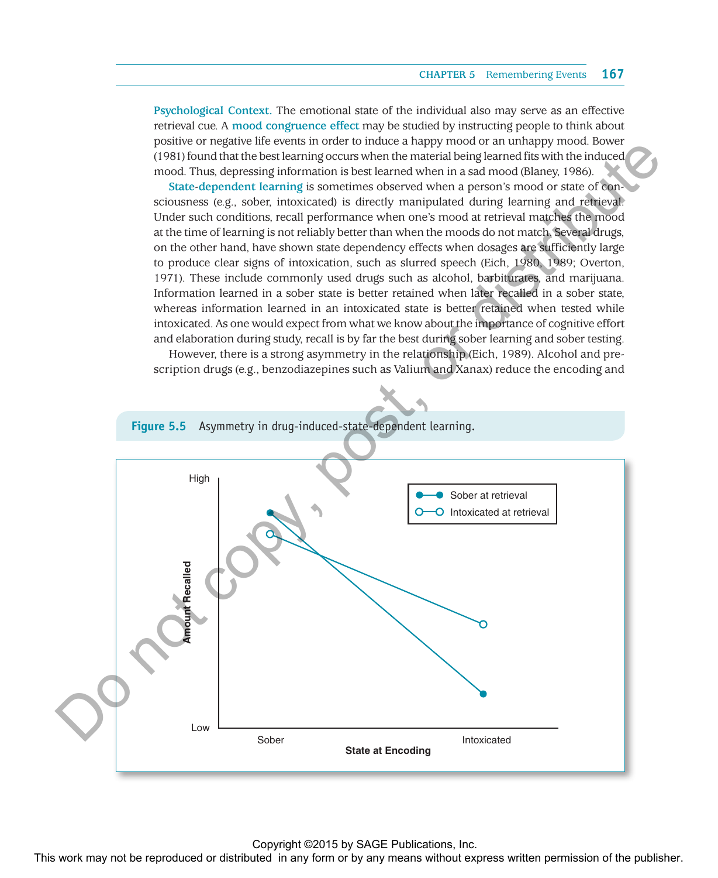**Psychological Context.** The emotional state of the individual also may serve as an effective retrieval cue. A **mood congruence effect** may be studied by instructing people to think about positive or negative life events in order to induce a happy mood or an unhappy mood. Bower (1981) found that the best learning occurs when the material being learned fits with the induced mood. Thus, depressing information is best learned when in a sad mood (Blaney, 1986).

**State-dependent learning** is sometimes observed when a person's mood or state of consciousness (e.g., sober, intoxicated) is directly manipulated during learning and retrieval. Under such conditions, recall performance when one's mood at retrieval matches the mood at the time of learning is not reliably better than when the moods do not match. Several drugs, on the other hand, have shown state dependency effects when dosages are sufficiently large to produce clear signs of intoxication, such as slurred speech (Eich, 1980, 1989; Overton, 1971). These include commonly used drugs such as alcohol, barbiturates, and marijuana. Information learned in a sober state is better retained when later recalled in a sober state, whereas information learned in an intoxicated state is better retained when tested while intoxicated. As one would expect from what we know about the importance of cognitive effort and elaboration during study, recall is by far the best during sober learning and sober testing.

However, there is a strong asymmetry in the relationship (Eich, 1989). Alcohol and prescription drugs (e.g., benzodiazepines such as Valium and Xanax) reduce the encoding and

**Figure 5.5** Asymmetry in drug-induced-state-dependent learning.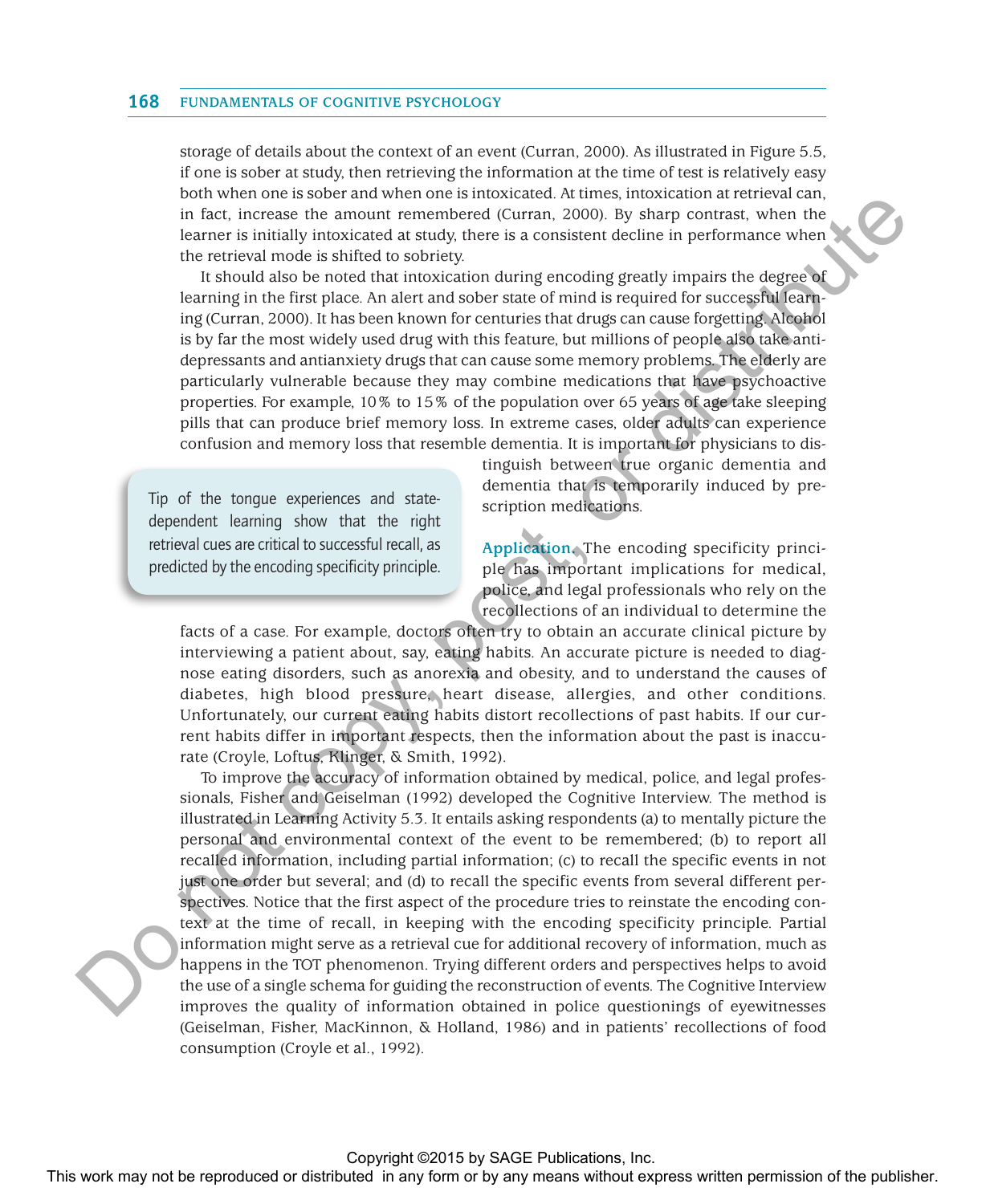storage of details about the context of an event (Curran, 2000). As illustrated in Figure 5.5, if one is sober at study, then retrieving the information at the time of test is relatively easy both when one is sober and when one is intoxicated. At times, intoxication at retrieval can, in fact, increase the amount remembered (Curran, 2000). By sharp contrast, when the learner is initially intoxicated at study, there is a consistent decline in performance when the retrieval mode is shifted to sobriety.

It should also be noted that intoxication during encoding greatly impairs the degree of learning in the first place. An alert and sober state of mind is required for successful learning (Curran, 2000). It has been known for centuries that drugs can cause forgetting. Alcohol is by far the most widely used drug with this feature, but millions of people also take antidepressants and antianxiety drugs that can cause some memory problems. The elderly are particularly vulnerable because they may combine medications that have psychoactive properties. For example, 10% to 15% of the population over 65 years of age take sleeping pills that can produce brief memory loss. In extreme cases, older adults can experience confusion and memory loss that resemble dementia. It is important for physicians to distinguish between true organic dementia and dementia that is temporarily induced by prescription medications.

> Tip of the tongue experiences and state-dependent learning show that the right retrieval cues are critical to successful recall, as predicted by the encoding specificity principle.

**Application.** The encoding specificity principle has important implications for medical, police, and legal professionals who rely on the recollections of an individual to determine the facts of a case. For example, doctors often try to obtain an accurate clinical picture by interviewing a patient about, say, eating habits. An accurate picture is needed to diagnose eating disorders, such as anorexia and obesity, and to understand the causes of diabetes, high blood pressure, heart disease, allergies, and other conditions. Unfortunately, our current eating habits distort recollections of past habits. If our current habits differ in important respects, then the information about the past is inaccurate (Croyle, Loftus, Klinger, & Smith, 1992).

To improve the accuracy of information obtained by medical, police, and legal professionals, Fisher and Geiselman (1992) developed the Cognitive Interview. The method is illustrated in Learning Activity 5.3. It entails asking respondents (a) to mentally picture the personal and environmental context of the event to be remembered; (b) to report all recalled information, including partial information; (c) to recall the specific events in not just one order but several; and (d) to recall the specific events from several different perspectives. Notice that the first aspect of the procedure tries to reinstate the encoding context at the time of recall, in keeping with the encoding specificity principle. Partial information might serve as a retrieval cue for additional recovery of information, much as happens in the TOT phenomenon. Trying different orders and perspectives helps to avoid the use of a single schema for guiding the reconstruction of events. The Cognitive Interview improves the quality of information obtained in police questionings of eyewitnesses (Geiselman, Fisher, MacKinnon, & Holland, 1986) and in patients' recollections of food consumption (Croyle et al., 1992).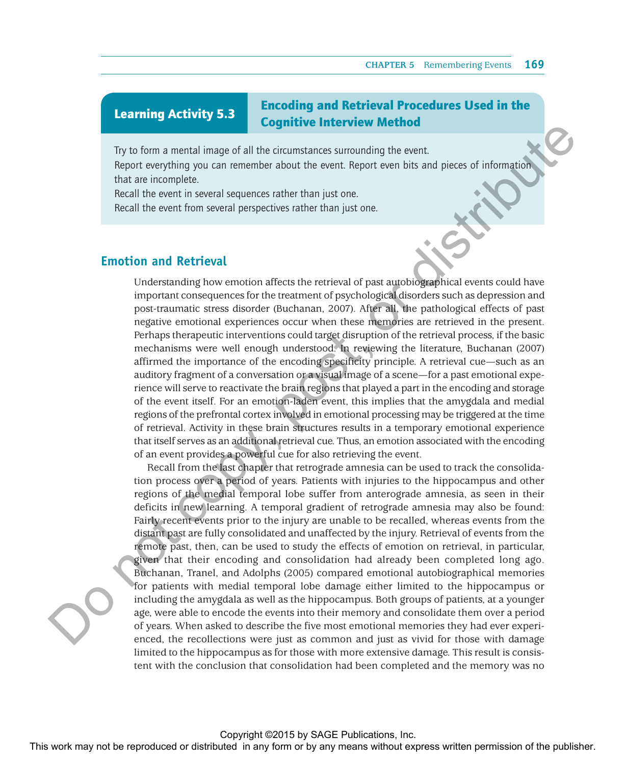## Learning Activity 5.3 — Encoding and Retrieval Procedures Used in the Cognitive Interview Method

Try to form a mental image of all the circumstances surrounding the event.
Report everything you can remember about the event. Report even bits and pieces of information that are incomplete.
Recall the event in several sequences rather than just one.
Recall the event from several perspectives rather than just one.

## Emotion and Retrieval

Understanding how emotion affects the retrieval of past autobiographical events could have important consequences for the treatment of psychological disorders such as depression and post-traumatic stress disorder (Buchanan, 2007). After all, the pathological effects of past negative emotional experiences occur when these memories are retrieved in the present. Perhaps therapeutic interventions could target disruption of the retrieval process, if the basic mechanisms were well enough understood. In reviewing the literature, Buchanan (2007) affirmed the importance of the encoding specificity principle. A retrieval cue—such as an auditory fragment of a conversation or a visual image of a scene—for a past emotional experience will serve to reactivate the brain regions that played a part in the encoding and storage of the event itself. For an emotion-laden event, this implies that the amygdala and medial regions of the prefrontal cortex involved in emotional processing may be triggered at the time of retrieval. Activity in these brain structures results in a temporary emotional experience that itself serves as an additional retrieval cue. Thus, an emotion associated with the encoding of an event provides a powerful cue for also retrieving the event.

Recall from the last chapter that retrograde amnesia can be used to track the consolidation process over a period of years. Patients with injuries to the hippocampus and other regions of the medial temporal lobe suffer from anterograde amnesia, as seen in their deficits in new learning. A temporal gradient of retrograde amnesia may also be found: Fairly recent events prior to the injury are unable to be recalled, whereas events from the distant past are fully consolidated and unaffected by the injury. Retrieval of events from the remote past, then, can be used to study the effects of emotion on retrieval, in particular, given that their encoding and consolidation had already been completed long ago. Buchanan, Tranel, and Adolphs (2005) compared emotional autobiographical memories for patients with medial temporal lobe damage either limited to the hippocampus or including the amygdala as well as the hippocampus. Both groups of patients, at a younger age, were able to encode the events into their memory and consolidate them over a period of years. When asked to describe the five most emotional memories they had ever experienced, the recollections were just as common and just as vivid for those with damage limited to the hippocampus as for those with more extensive damage. This result is consistent with the conclusion that consolidation had been completed and the memory was no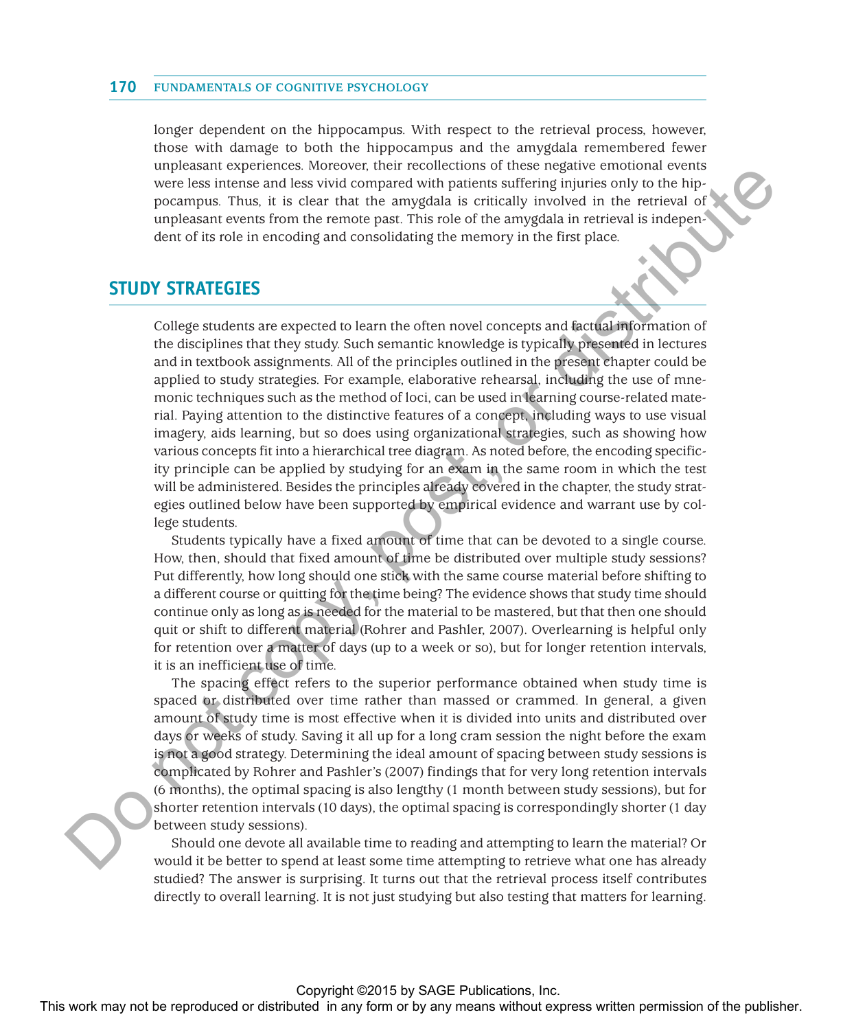longer dependent on the hippocampus. With respect to the retrieval process, however, those with damage to both the hippocampus and the amygdala remembered fewer unpleasant experiences. Moreover, their recollections of these negative emotional events were less intense and less vivid compared with patients suffering injuries only to the hippocampus. Thus, it is clear that the amygdala is critically involved in the retrieval of unpleasant events from the remote past. This role of the amygdala in retrieval is independent of its role in encoding and consolidating the memory in the first place.

## STUDY STRATEGIES

College students are expected to learn the often novel concepts and factual information of the disciplines that they study. Such semantic knowledge is typically presented in lectures and in textbook assignments. All of the principles outlined in the present chapter could be applied to study strategies. For example, elaborative rehearsal, including the use of mnemonic techniques such as the method of loci, can be used in learning course-related material. Paying attention to the distinctive features of a concept, including ways to use visual imagery, aids learning, but so does using organizational strategies, such as showing how various concepts fit into a hierarchical tree diagram. As noted before, the encoding specificity principle can be applied by studying for an exam in the same room in which the test will be administered. Besides the principles already covered in the chapter, the study strategies outlined below have been supported by empirical evidence and warrant use by college students.

Students typically have a fixed amount of time that can be devoted to a single course. How, then, should that fixed amount of time be distributed over multiple study sessions? Put differently, how long should one stick with the same course material before shifting to a different course or quitting for the time being? The evidence shows that study time should continue only as long as is needed for the material to be mastered, but that then one should quit or shift to different material (Rohrer and Pashler, 2007). Overlearning is helpful only for retention over a matter of days (up to a week or so), but for longer retention intervals, it is an inefficient use of time.

The spacing effect refers to the superior performance obtained when study time is spaced or distributed over time rather than massed or crammed. In general, a given amount of study time is most effective when it is divided into units and distributed over days or weeks of study. Saving it all up for a long cram session the night before the exam is not a good strategy. Determining the ideal amount of spacing between study sessions is complicated by Rohrer and Pashler's (2007) findings that for very long retention intervals (6 months), the optimal spacing is also lengthy (1 month between study sessions), but for shorter retention intervals (10 days), the optimal spacing is correspondingly shorter (1 day between study sessions).

Should one devote all available time to reading and attempting to learn the material? Or would it be better to spend at least some time attempting to retrieve what one has already studied? The answer is surprising. It turns out that the retrieval process itself contributes directly to overall learning. It is not just studying but also testing that matters for learning.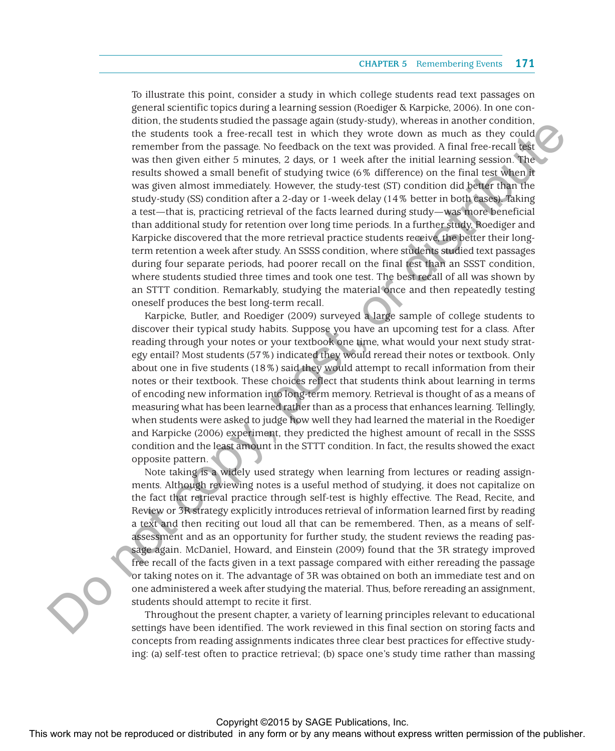To illustrate this point, consider a study in which college students read text passages on general scientific topics during a learning session (Roediger & Karpicke, 2006). In one condition, the students studied the passage again (study-study), whereas in another condition, the students took a free-recall test in which they wrote down as much as they could remember from the passage. No feedback on the text was provided. A final free-recall test was then given either 5 minutes, 2 days, or 1 week after the initial learning session. The results showed a small benefit of studying twice (6% difference) on the final test when it was given almost immediately. However, the study-test (ST) condition did better than the study-study (SS) condition after a 2-day or 1-week delay (14% better in both cases). Taking a test—that is, practicing retrieval of the facts learned during study—was more beneficial than additional study for retention over long time periods. In a further study, Roediger and Karpicke discovered that the more retrieval practice students receive, the better their long-term retention a week after study. An SSSS condition, where students studied text passages during four separate periods, had poorer recall on the final test than an SSST condition, where students studied three times and took one test. The best recall of all was shown by an STTT condition. Remarkably, studying the material once and then repeatedly testing oneself produces the best long-term recall.

Karpicke, Butler, and Roediger (2009) surveyed a large sample of college students to discover their typical study habits. Suppose you have an upcoming test for a class. After reading through your notes or your textbook one time, what would your next study strategy entail? Most students (57%) indicated they would reread their notes or textbook. Only about one in five students (18%) said they would attempt to recall information from their notes or their textbook. These choices reflect that students think about learning in terms of encoding new information into long-term memory. Retrieval is thought of as a means of measuring what has been learned rather than as a process that enhances learning. Tellingly, when students were asked to judge how well they had learned the material in the Roediger and Karpicke (2006) experiment, they predicted the highest amount of recall in the SSSS condition and the least amount in the STTT condition. In fact, the results showed the exact opposite pattern.

Note taking is a widely used strategy when learning from lectures or reading assignments. Although reviewing notes is a useful method of studying, it does not capitalize on the fact that retrieval practice through self-test is highly effective. The Read, Recite, and Review or 3R strategy explicitly introduces retrieval of information learned first by reading a text and then reciting out loud all that can be remembered. Then, as a means of self-assessment and as an opportunity for further study, the student reviews the reading passage again. McDaniel, Howard, and Einstein (2009) found that the 3R strategy improved free recall of the facts given in a text passage compared with either rereading the passage or taking notes on it. The advantage of 3R was obtained on both an immediate test and on one administered a week after studying the material. Thus, before rereading an assignment, students should attempt to recite it first.

Throughout the present chapter, a variety of learning principles relevant to educational settings have been identified. The work reviewed in this final section on storing facts and concepts from reading assignments indicates three clear best practices for effective studying: (a) self-test often to practice retrieval; (b) space one's study time rather than massing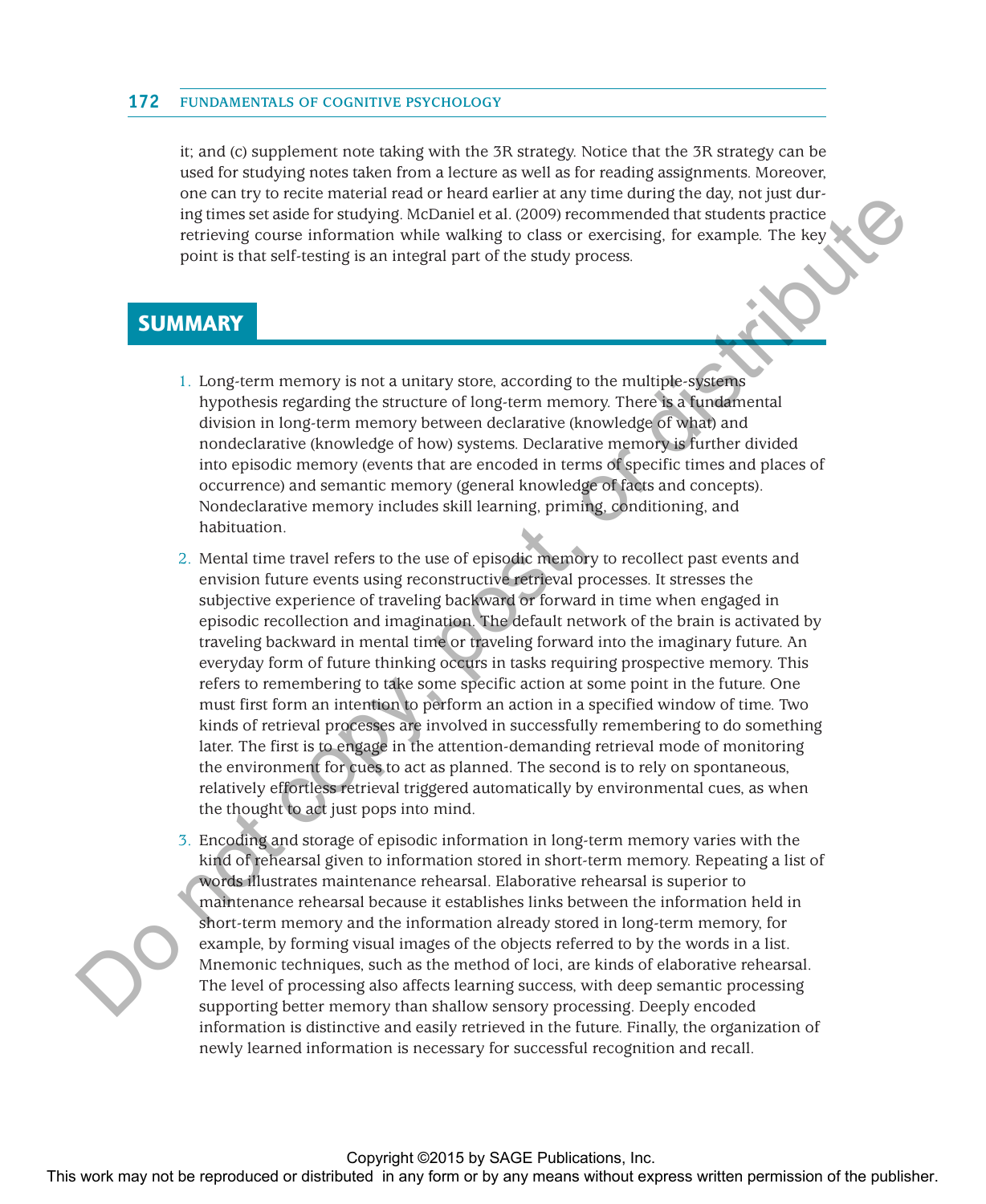it; and (c) supplement note taking with the 3R strategy. Notice that the 3R strategy can be used for studying notes taken from a lecture as well as for reading assignments. Moreover, one can try to recite material read or heard earlier at any time during the day, not just during times set aside for studying. McDaniel et al. (2009) recommended that students practice retrieving course information while walking to class or exercising, for example. The key point is that self-testing is an integral part of the study process.

## SUMMARY

1. Long-term memory is not a unitary store, according to the multiple-systems hypothesis regarding the structure of long-term memory. There is a fundamental division in long-term memory between declarative (knowledge of what) and nondeclarative (knowledge of how) systems. Declarative memory is further divided into episodic memory (events that are encoded in terms of specific times and places of occurrence) and semantic memory (general knowledge of facts and concepts). Nondeclarative memory includes skill learning, priming, conditioning, and habituation.

2. Mental time travel refers to the use of episodic memory to recollect past events and envision future events using reconstructive retrieval processes. It stresses the subjective experience of traveling backward or forward in time when engaged in episodic recollection and imagination. The default network of the brain is activated by traveling backward in mental time or traveling forward into the imaginary future. An everyday form of future thinking occurs in tasks requiring prospective memory. This refers to remembering to take some specific action at some point in the future. One must first form an intention to perform an action in a specified window of time. Two kinds of retrieval processes are involved in successfully remembering to do something later. The first is to engage in the attention-demanding retrieval mode of monitoring the environment for cues to act as planned. The second is to rely on spontaneous, relatively effortless retrieval triggered automatically by environmental cues, as when the thought to act just pops into mind.

3. Encoding and storage of episodic information in long-term memory varies with the kind of rehearsal given to information stored in short-term memory. Repeating a list of words illustrates maintenance rehearsal. Elaborative rehearsal is superior to maintenance rehearsal because it establishes links between the information held in short-term memory and the information already stored in long-term memory, for example, by forming visual images of the objects referred to by the words in a list. Mnemonic techniques, such as the method of loci, are kinds of elaborative rehearsal. The level of processing also affects learning success, with deep semantic processing supporting better memory than shallow sensory processing. Deeply encoded information is distinctive and easily retrieved in the future. Finally, the organization of newly learned information is necessary for successful recognition and recall.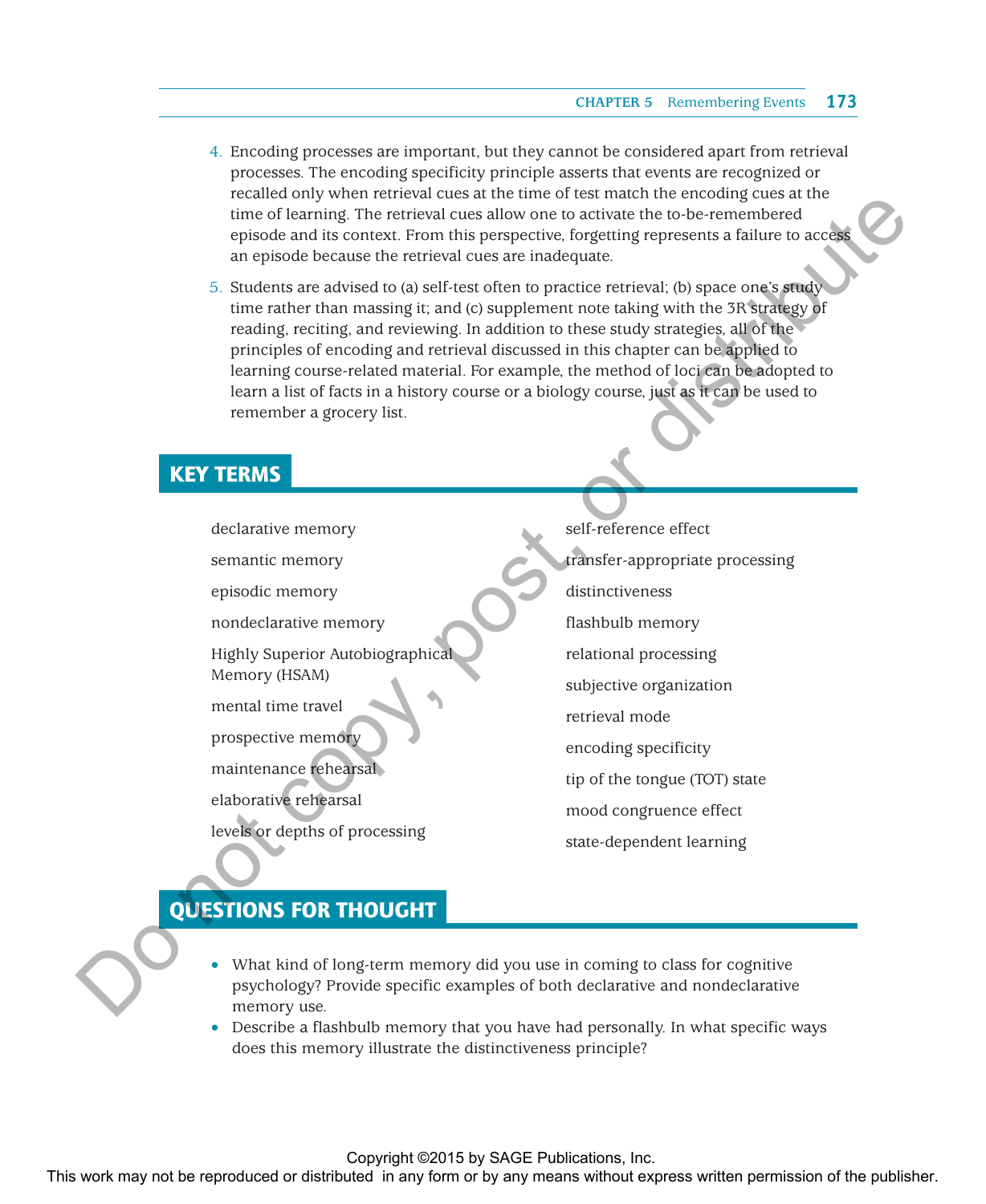4. Encoding processes are important, but they cannot be considered apart from retrieval processes. The encoding specificity principle asserts that events are recognized or recalled only when retrieval cues at the time of test match the encoding cues at the time of learning. The retrieval cues allow one to activate the to-be-remembered episode and its context. From this perspective, forgetting represents a failure to access an episode because the retrieval cues are inadequate.

5. Students are advised to (a) self-test often to practice retrieval; (b) space one's study time rather than massing it; and (c) supplement note taking with the 3R strategy of reading, reciting, and reviewing. In addition to these study strategies, all of the principles of encoding and retrieval discussed in this chapter can be applied to learning course-related material. For example, the method of loci can be adopted to learn a list of facts in a history course or a biology course, just as it can be used to remember a grocery list.

## KEY TERMS

- declarative memory
- semantic memory
- episodic memory
- nondeclarative memory
- Highly Superior Autobiographical Memory (HSAM)
- mental time travel
- prospective memory
- maintenance rehearsal
- elaborative rehearsal
- levels or depths of processing
- self-reference effect
- transfer-appropriate processing
- distinctiveness
- flashbulb memory
- relational processing
- subjective organization
- retrieval mode
- encoding specificity
- tip of the tongue (TOT) state
- mood congruence effect
- state-dependent learning

## QUESTIONS FOR THOUGHT

- What kind of long-term memory did you use in coming to class for cognitive psychology? Provide specific examples of both declarative and nondeclarative memory use.
- Describe a flashbulb memory that you have had personally. In what specific ways does this memory illustrate the distinctiveness principle?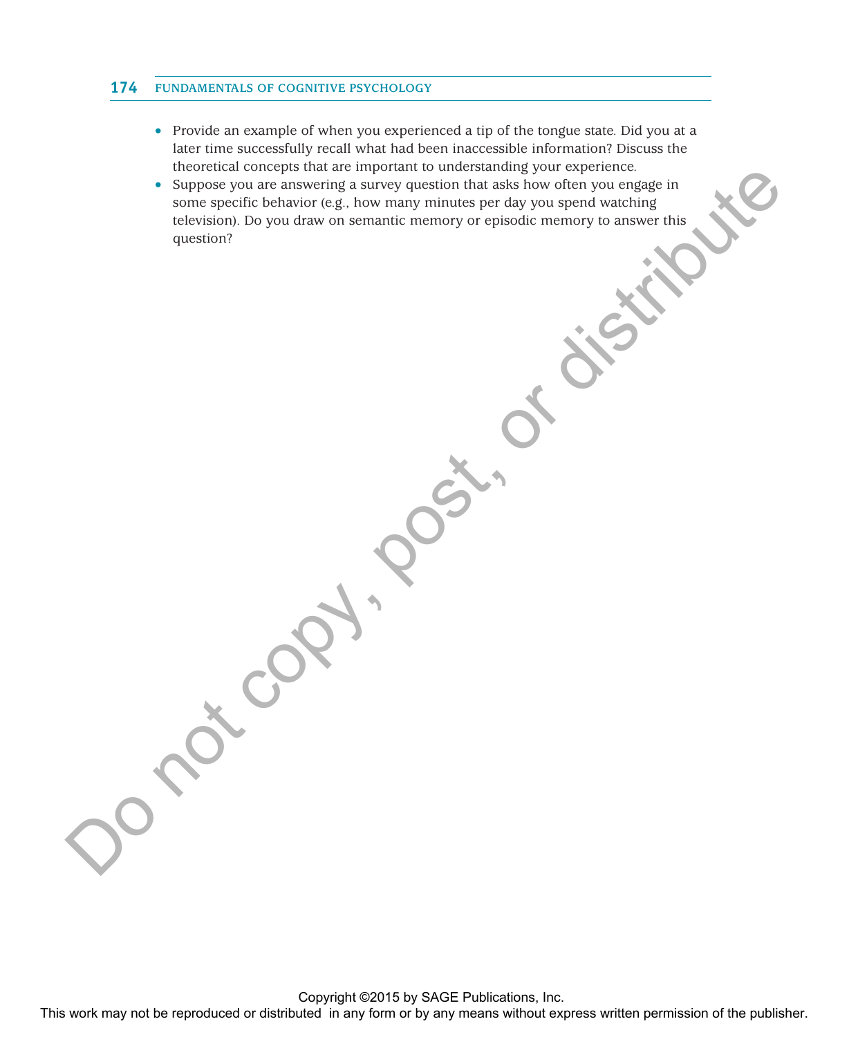- Provide an example of when you experienced a tip of the tongue state. Did you at a later time successfully recall what had been inaccessible information? Discuss the theoretical concepts that are important to understanding your experience.
- Suppose you are answering a survey question that asks how often you engage in some specific behavior (e.g., how many minutes per day you spend watching television). Do you draw on semantic memory or episodic memory to answer this question?